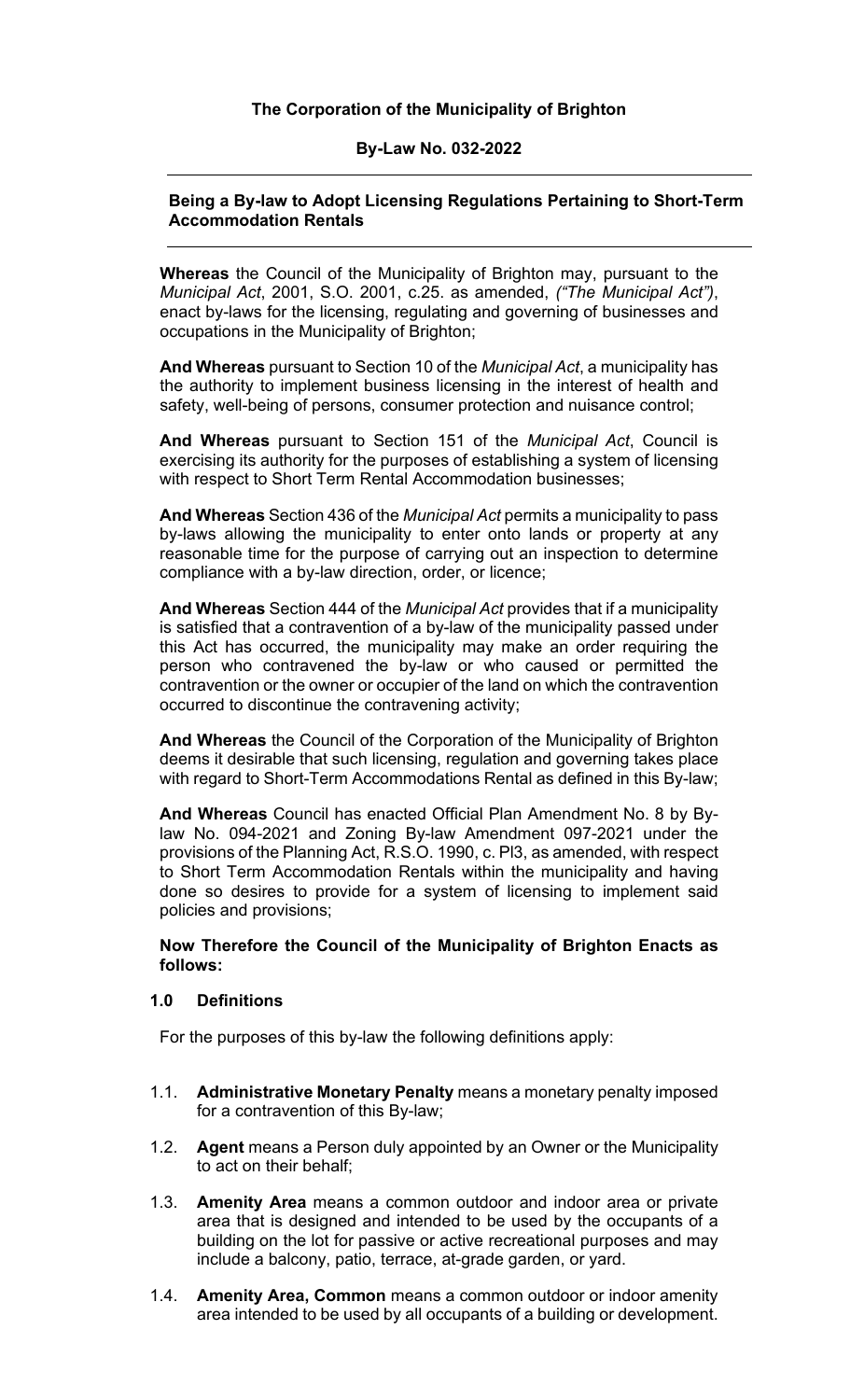**The Corporation of the Municipality of Brighton**

**By-Law No. 032-2022**

---

**Being a By-law to Adopt Licensing Regulations Pertaining to Short-Term Accommodation Rentals**

---

**Whereas** the Council of the Municipality of Brighton may, pursuant to the *Municipal Act*, 2001, S.O. 2001, c.25. as amended, *("The Municipal Act")*, enact by-laws for the licensing, regulating and governing of businesses and occupations in the Municipality of Brighton;

**And Whereas** pursuant to Section 10 of the *Municipal Act*, a municipality has the authority to implement business licensing in the interest of health and safety, well-being of persons, consumer protection and nuisance control;

**And Whereas** pursuant to Section 151 of the *Municipal Act*, Council is exercising its authority for the purposes of establishing a system of licensing with respect to Short Term Rental Accommodation businesses;

**And Whereas** Section 436 of the *Municipal Act* permits a municipality to pass by-laws allowing the municipality to enter onto lands or property at any reasonable time for the purpose of carrying out an inspection to determine compliance with a by-law direction, order, or licence;

**And Whereas** Section 444 of the *Municipal Act* provides that if a municipality is satisfied that a contravention of a by-law of the municipality passed under this Act has occurred, the municipality may make an order requiring the person who contravened the by-law or who caused or permitted the contravention or the owner or occupier of the land on which the contravention occurred to discontinue the contravening activity;

**And Whereas** the Council of the Corporation of the Municipality of Brighton deems it desirable that such licensing, regulation and governing takes place with regard to Short-Term Accommodations Rental as defined in this By-law;

**And Whereas** Council has enacted Official Plan Amendment No. 8 by By-law No. 094-2021 and Zoning By-law Amendment 097-2021 under the provisions of the Planning Act, R.S.O. 1990, c. Pl3, as amended, with respect to Short Term Accommodation Rentals within the municipality and having done so desires to provide for a system of licensing to implement said policies and provisions;

**Now Therefore the Council of the Municipality of Brighton Enacts as follows:**

## 1.0 Definitions

For the purposes of this by-law the following definitions apply:

1.1. **Administrative Monetary Penalty** means a monetary penalty imposed for a contravention of this By-law;

1.2. **Agent** means a Person duly appointed by an Owner or the Municipality to act on their behalf;

1.3. **Amenity Area** means a common outdoor and indoor area or private area that is designed and intended to be used by the occupants of a building on the lot for passive or active recreational purposes and may include a balcony, patio, terrace, at-grade garden, or yard.

1.4. **Amenity Area, Common** means a common outdoor or indoor amenity area intended to be used by all occupants of a building or development.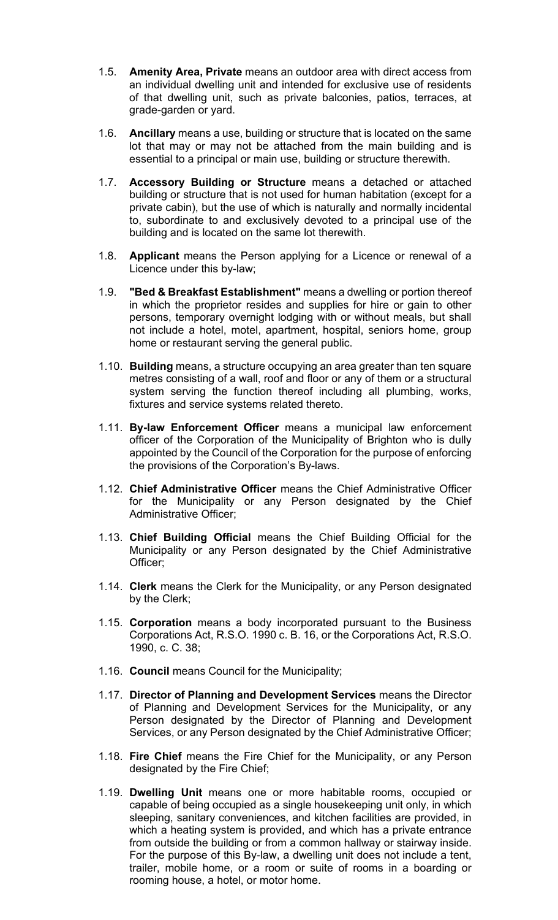1.5. **Amenity Area, Private** means an outdoor area with direct access from an individual dwelling unit and intended for exclusive use of residents of that dwelling unit, such as private balconies, patios, terraces, at grade-garden or yard.

1.6. **Ancillary** means a use, building or structure that is located on the same lot that may or may not be attached from the main building and is essential to a principal or main use, building or structure therewith.

1.7. **Accessory Building or Structure** means a detached or attached building or structure that is not used for human habitation (except for a private cabin), but the use of which is naturally and normally incidental to, subordinate to and exclusively devoted to a principal use of the building and is located on the same lot therewith.

1.8. **Applicant** means the Person applying for a Licence or renewal of a Licence under this by-law;

1.9. **"Bed & Breakfast Establishment"** means a dwelling or portion thereof in which the proprietor resides and supplies for hire or gain to other persons, temporary overnight lodging with or without meals, but shall not include a hotel, motel, apartment, hospital, seniors home, group home or restaurant serving the general public.

1.10. **Building** means, a structure occupying an area greater than ten square metres consisting of a wall, roof and floor or any of them or a structural system serving the function thereof including all plumbing, works, fixtures and service systems related thereto.

1.11. **By-law Enforcement Officer** means a municipal law enforcement officer of the Corporation of the Municipality of Brighton who is dully appointed by the Council of the Corporation for the purpose of enforcing the provisions of the Corporation's By-laws.

1.12. **Chief Administrative Officer** means the Chief Administrative Officer for the Municipality or any Person designated by the Chief Administrative Officer;

1.13. **Chief Building Official** means the Chief Building Official for the Municipality or any Person designated by the Chief Administrative Officer;

1.14. **Clerk** means the Clerk for the Municipality, or any Person designated by the Clerk;

1.15. **Corporation** means a body incorporated pursuant to the Business Corporations Act, R.S.O. 1990 c. B. 16, or the Corporations Act, R.S.O. 1990, c. C. 38;

1.16. **Council** means Council for the Municipality;

1.17. **Director of Planning and Development Services** means the Director of Planning and Development Services for the Municipality, or any Person designated by the Director of Planning and Development Services, or any Person designated by the Chief Administrative Officer;

1.18. **Fire Chief** means the Fire Chief for the Municipality, or any Person designated by the Fire Chief;

1.19. **Dwelling Unit** means one or more habitable rooms, occupied or capable of being occupied as a single housekeeping unit only, in which sleeping, sanitary conveniences, and kitchen facilities are provided, in which a heating system is provided, and which has a private entrance from outside the building or from a common hallway or stairway inside. For the purpose of this By-law, a dwelling unit does not include a tent, trailer, mobile home, or a room or suite of rooms in a boarding or rooming house, a hotel, or motor home.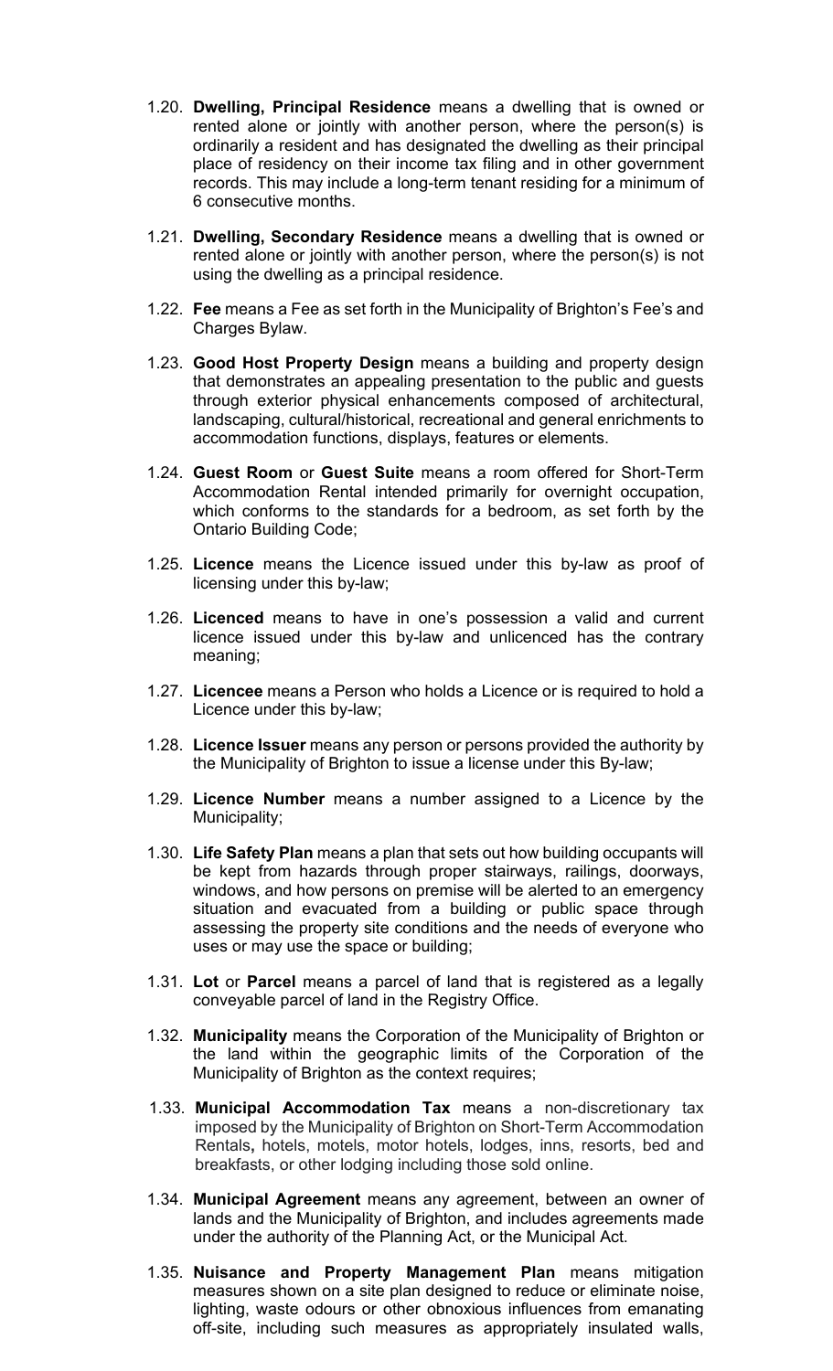1.20. **Dwelling, Principal Residence** means a dwelling that is owned or rented alone or jointly with another person, where the person(s) is ordinarily a resident and has designated the dwelling as their principal place of residency on their income tax filing and in other government records. This may include a long-term tenant residing for a minimum of 6 consecutive months.

1.21. **Dwelling, Secondary Residence** means a dwelling that is owned or rented alone or jointly with another person, where the person(s) is not using the dwelling as a principal residence.

1.22. **Fee** means a Fee as set forth in the Municipality of Brighton's Fee's and Charges Bylaw.

1.23. **Good Host Property Design** means a building and property design that demonstrates an appealing presentation to the public and guests through exterior physical enhancements composed of architectural, landscaping, cultural/historical, recreational and general enrichments to accommodation functions, displays, features or elements.

1.24. **Guest Room** or **Guest Suite** means a room offered for Short-Term Accommodation Rental intended primarily for overnight occupation, which conforms to the standards for a bedroom, as set forth by the Ontario Building Code;

1.25. **Licence** means the Licence issued under this by-law as proof of licensing under this by-law;

1.26. **Licenced** means to have in one's possession a valid and current licence issued under this by-law and unlicenced has the contrary meaning;

1.27. **Licencee** means a Person who holds a Licence or is required to hold a Licence under this by-law;

1.28. **Licence Issuer** means any person or persons provided the authority by the Municipality of Brighton to issue a license under this By-law;

1.29. **Licence Number** means a number assigned to a Licence by the Municipality;

1.30. **Life Safety Plan** means a plan that sets out how building occupants will be kept from hazards through proper stairways, railings, doorways, windows, and how persons on premise will be alerted to an emergency situation and evacuated from a building or public space through assessing the property site conditions and the needs of everyone who uses or may use the space or building;

1.31. **Lot** or **Parcel** means a parcel of land that is registered as a legally conveyable parcel of land in the Registry Office.

1.32. **Municipality** means the Corporation of the Municipality of Brighton or the land within the geographic limits of the Corporation of the Municipality of Brighton as the context requires;

1.33. **Municipal Accommodation Tax** means a non-discretionary tax imposed by the Municipality of Brighton on Short-Term Accommodation Rentals**,** hotels, motels, motor hotels, lodges, inns, resorts, bed and breakfasts, or other lodging including those sold online.

1.34. **Municipal Agreement** means any agreement, between an owner of lands and the Municipality of Brighton, and includes agreements made under the authority of the Planning Act, or the Municipal Act.

1.35. **Nuisance and Property Management Plan** means mitigation measures shown on a site plan designed to reduce or eliminate noise, lighting, waste odours or other obnoxious influences from emanating off-site, including such measures as appropriately insulated walls,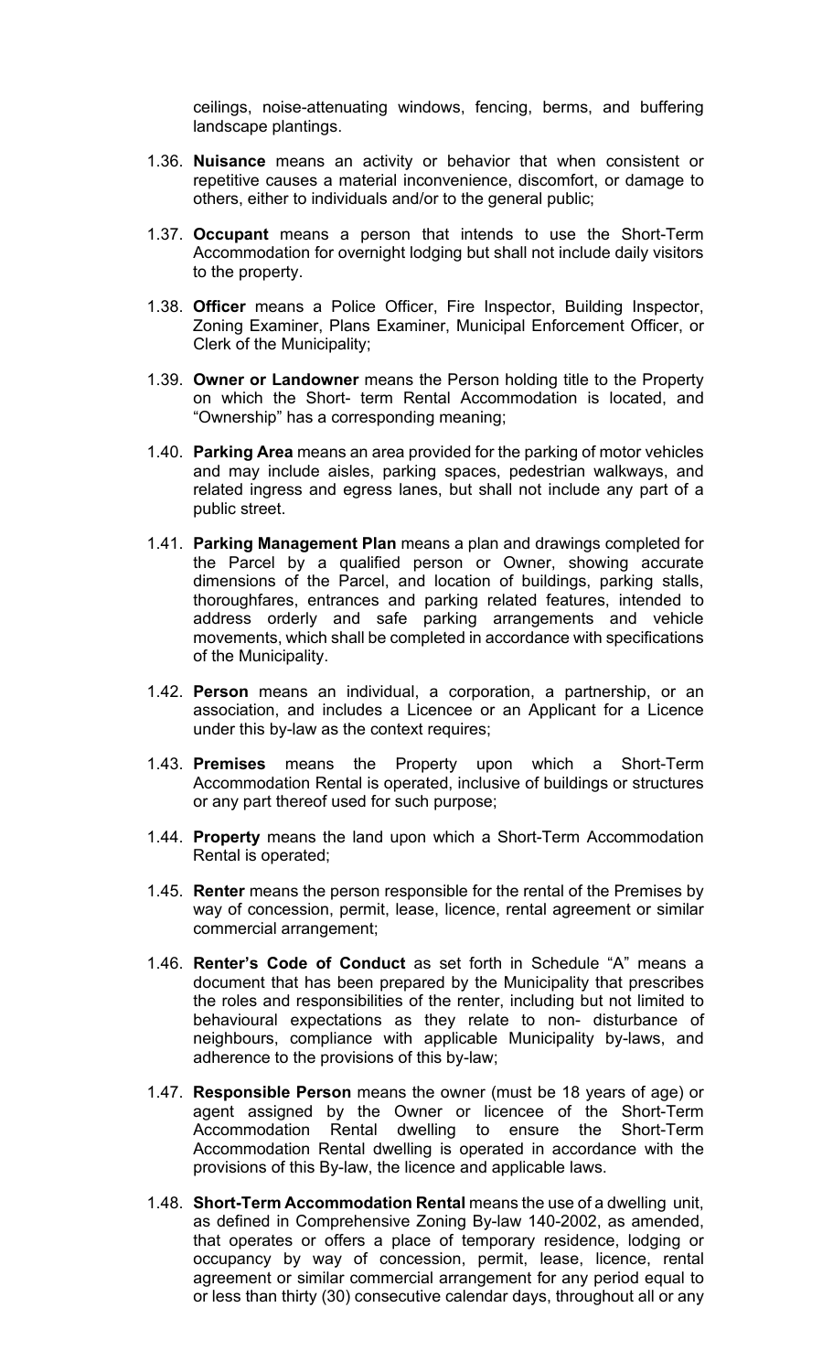ceilings, noise-attenuating windows, fencing, berms, and buffering landscape plantings.

1.36. **Nuisance** means an activity or behavior that when consistent or repetitive causes a material inconvenience, discomfort, or damage to others, either to individuals and/or to the general public;

1.37. **Occupant** means a person that intends to use the Short-Term Accommodation for overnight lodging but shall not include daily visitors to the property.

1.38. **Officer** means a Police Officer, Fire Inspector, Building Inspector, Zoning Examiner, Plans Examiner, Municipal Enforcement Officer, or Clerk of the Municipality;

1.39. **Owner or Landowner** means the Person holding title to the Property on which the Short- term Rental Accommodation is located, and “Ownership” has a corresponding meaning;

1.40. **Parking Area** means an area provided for the parking of motor vehicles and may include aisles, parking spaces, pedestrian walkways, and related ingress and egress lanes, but shall not include any part of a public street.

1.41. **Parking Management Plan** means a plan and drawings completed for the Parcel by a qualified person or Owner, showing accurate dimensions of the Parcel, and location of buildings, parking stalls, thoroughfares, entrances and parking related features, intended to address orderly and safe parking arrangements and vehicle movements, which shall be completed in accordance with specifications of the Municipality.

1.42. **Person** means an individual, a corporation, a partnership, or an association, and includes a Licencee or an Applicant for a Licence under this by-law as the context requires;

1.43. **Premises** means the Property upon which a Short-Term Accommodation Rental is operated, inclusive of buildings or structures or any part thereof used for such purpose;

1.44. **Property** means the land upon which a Short-Term Accommodation Rental is operated;

1.45. **Renter** means the person responsible for the rental of the Premises by way of concession, permit, lease, licence, rental agreement or similar commercial arrangement;

1.46. **Renter’s Code of Conduct** as set forth in Schedule “A” means a document that has been prepared by the Municipality that prescribes the roles and responsibilities of the renter, including but not limited to behavioural expectations as they relate to non- disturbance of neighbours, compliance with applicable Municipality by-laws, and adherence to the provisions of this by-law;

1.47. **Responsible Person** means the owner (must be 18 years of age) or agent assigned by the Owner or licencee of the Short-Term Accommodation Rental dwelling to ensure the Short-Term Accommodation Rental dwelling is operated in accordance with the provisions of this By-law, the licence and applicable laws.

1.48. **Short-Term Accommodation Rental** means the use of a dwelling unit, as defined in Comprehensive Zoning By-law 140-2002, as amended, that operates or offers a place of temporary residence, lodging or occupancy by way of concession, permit, lease, licence, rental agreement or similar commercial arrangement for any period equal to or less than thirty (30) consecutive calendar days, throughout all or any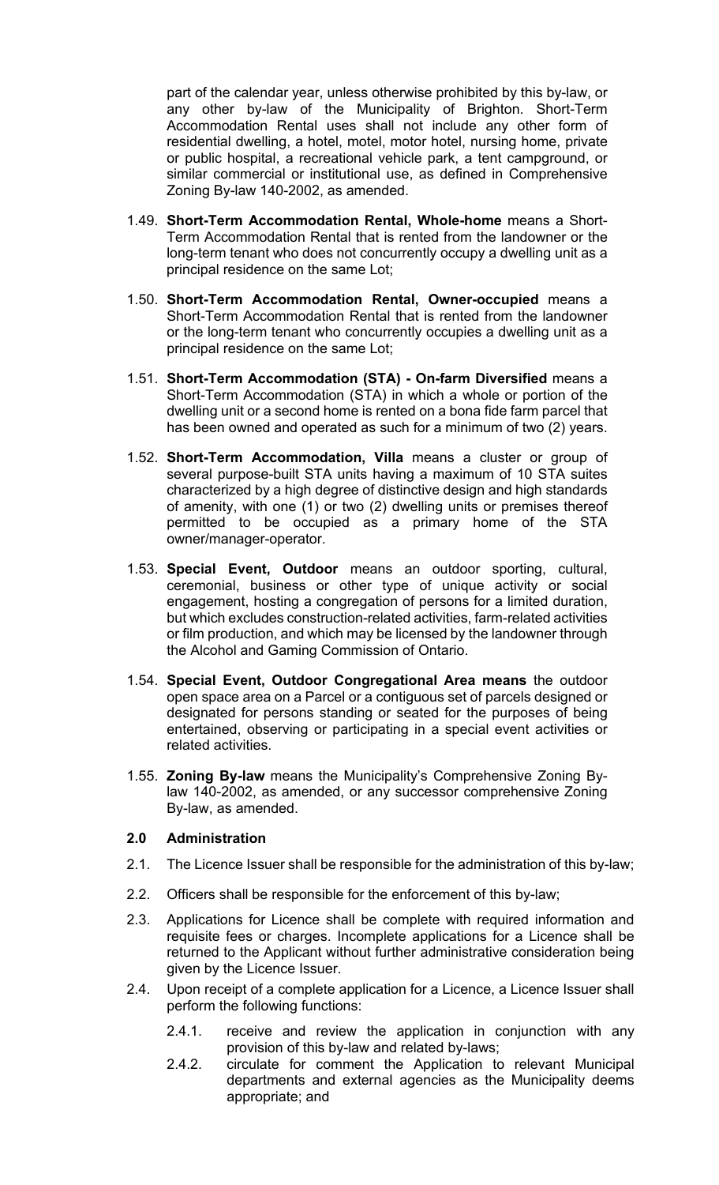part of the calendar year, unless otherwise prohibited by this by-law, or any other by-law of the Municipality of Brighton. Short-Term Accommodation Rental uses shall not include any other form of residential dwelling, a hotel, motel, motor hotel, nursing home, private or public hospital, a recreational vehicle park, a tent campground, or similar commercial or institutional use, as defined in Comprehensive Zoning By-law 140-2002, as amended.

1.49. **Short-Term Accommodation Rental, Whole-home** means a Short-Term Accommodation Rental that is rented from the landowner or the long-term tenant who does not concurrently occupy a dwelling unit as a principal residence on the same Lot;

1.50. **Short-Term Accommodation Rental, Owner-occupied** means a Short-Term Accommodation Rental that is rented from the landowner or the long-term tenant who concurrently occupies a dwelling unit as a principal residence on the same Lot;

1.51. **Short-Term Accommodation (STA) - On-farm Diversified** means a Short-Term Accommodation (STA) in which a whole or portion of the dwelling unit or a second home is rented on a bona fide farm parcel that has been owned and operated as such for a minimum of two (2) years.

1.52. **Short-Term Accommodation, Villa** means a cluster or group of several purpose-built STA units having a maximum of 10 STA suites characterized by a high degree of distinctive design and high standards of amenity, with one (1) or two (2) dwelling units or premises thereof permitted to be occupied as a primary home of the STA owner/manager-operator.

1.53. **Special Event, Outdoor** means an outdoor sporting, cultural, ceremonial, business or other type of unique activity or social engagement, hosting a congregation of persons for a limited duration, but which excludes construction-related activities, farm-related activities or film production, and which may be licensed by the landowner through the Alcohol and Gaming Commission of Ontario.

1.54. **Special Event, Outdoor Congregational Area means** the outdoor open space area on a Parcel or a contiguous set of parcels designed or designated for persons standing or seated for the purposes of being entertained, observing or participating in a special event activities or related activities.

1.55. **Zoning By-law** means the Municipality's Comprehensive Zoning By-law 140-2002, as amended, or any successor comprehensive Zoning By-law, as amended.

## 2.0 Administration

2.1. The Licence Issuer shall be responsible for the administration of this by-law;

2.2. Officers shall be responsible for the enforcement of this by-law;

2.3. Applications for Licence shall be complete with required information and requisite fees or charges. Incomplete applications for a Licence shall be returned to the Applicant without further administrative consideration being given by the Licence Issuer.

2.4. Upon receipt of a complete application for a Licence, a Licence Issuer shall perform the following functions:

- 2.4.1. receive and review the application in conjunction with any provision of this by-law and related by-laws;
- 2.4.2. circulate for comment the Application to relevant Municipal departments and external agencies as the Municipality deems appropriate; and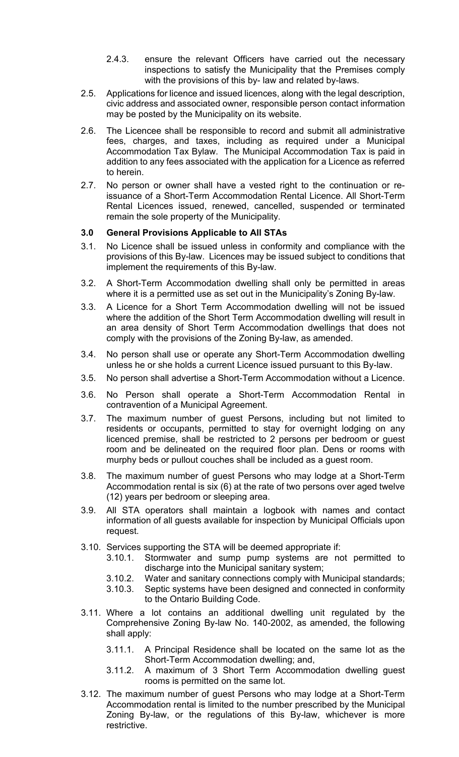2.4.3. ensure the relevant Officers have carried out the necessary inspections to satisfy the Municipality that the Premises comply with the provisions of this by- law and related by-laws.

2.5. Applications for licence and issued licences, along with the legal description, civic address and associated owner, responsible person contact information may be posted by the Municipality on its website.

2.6. The Licencee shall be responsible to record and submit all administrative fees, charges, and taxes, including as required under a Municipal Accommodation Tax Bylaw. The Municipal Accommodation Tax is paid in addition to any fees associated with the application for a Licence as referred to herein.

2.7. No person or owner shall have a vested right to the continuation or re-issuance of a Short-Term Accommodation Rental Licence. All Short-Term Rental Licences issued, renewed, cancelled, suspended or terminated remain the sole property of the Municipality.

### 3.0 General Provisions Applicable to All STAs

3.1. No Licence shall be issued unless in conformity and compliance with the provisions of this By-law. Licences may be issued subject to conditions that implement the requirements of this By-law.

3.2. A Short-Term Accommodation dwelling shall only be permitted in areas where it is a permitted use as set out in the Municipality's Zoning By-law.

3.3. A Licence for a Short Term Accommodation dwelling will not be issued where the addition of the Short Term Accommodation dwelling will result in an area density of Short Term Accommodation dwellings that does not comply with the provisions of the Zoning By-law, as amended.

3.4. No person shall use or operate any Short-Term Accommodation dwelling unless he or she holds a current Licence issued pursuant to this By-law.

3.5. No person shall advertise a Short-Term Accommodation without a Licence.

3.6. No Person shall operate a Short-Term Accommodation Rental in contravention of a Municipal Agreement.

3.7. The maximum number of guest Persons, including but not limited to residents or occupants, permitted to stay for overnight lodging on any licenced premise, shall be restricted to 2 persons per bedroom or guest room and be delineated on the required floor plan. Dens or rooms with murphy beds or pullout couches shall be included as a guest room.

3.8. The maximum number of guest Persons who may lodge at a Short-Term Accommodation rental is six (6) at the rate of two persons over aged twelve (12) years per bedroom or sleeping area.

3.9. All STA operators shall maintain a logbook with names and contact information of all guests available for inspection by Municipal Officials upon request.

3.10. Services supporting the STA will be deemed appropriate if:

3.10.1. Stormwater and sump pump systems are not permitted to discharge into the Municipal sanitary system;

3.10.2. Water and sanitary connections comply with Municipal standards;

3.10.3. Septic systems have been designed and connected in conformity to the Ontario Building Code.

3.11. Where a lot contains an additional dwelling unit regulated by the Comprehensive Zoning By-law No. 140-2002, as amended, the following shall apply:

3.11.1. A Principal Residence shall be located on the same lot as the Short-Term Accommodation dwelling; and,

3.11.2. A maximum of 3 Short Term Accommodation dwelling guest rooms is permitted on the same lot.

3.12. The maximum number of guest Persons who may lodge at a Short-Term Accommodation rental is limited to the number prescribed by the Municipal Zoning By-law, or the regulations of this By-law, whichever is more restrictive.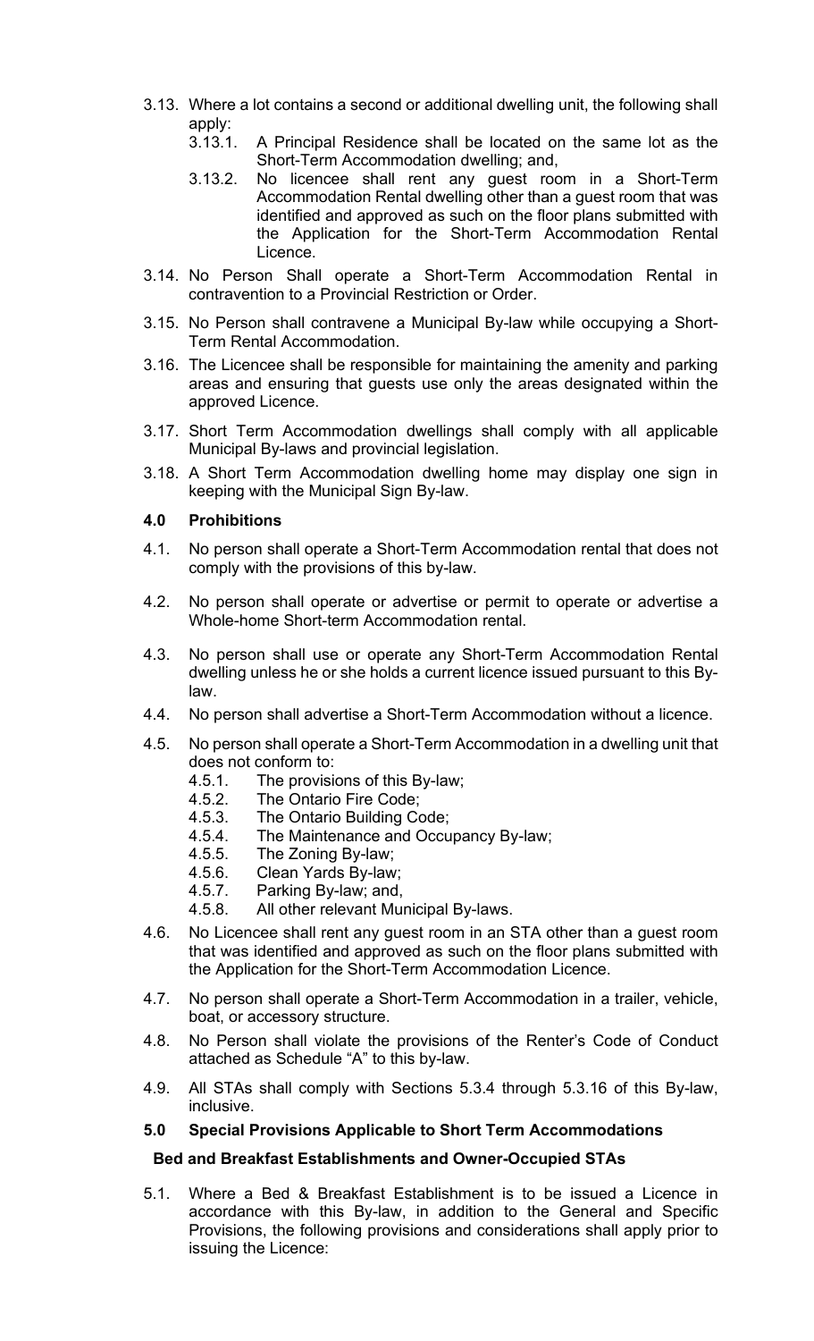3.13. Where a lot contains a second or additional dwelling unit, the following shall apply:

  3.13.1. A Principal Residence shall be located on the same lot as the Short-Term Accommodation dwelling; and,

  3.13.2. No licencee shall rent any guest room in a Short-Term Accommodation Rental dwelling other than a guest room that was identified and approved as such on the floor plans submitted with the Application for the Short-Term Accommodation Rental Licence.

3.14. No Person Shall operate a Short-Term Accommodation Rental in contravention to a Provincial Restriction or Order.

3.15. No Person shall contravene a Municipal By-law while occupying a Short-Term Rental Accommodation.

3.16. The Licencee shall be responsible for maintaining the amenity and parking areas and ensuring that guests use only the areas designated within the approved Licence.

3.17. Short Term Accommodation dwellings shall comply with all applicable Municipal By-laws and provincial legislation.

3.18. A Short Term Accommodation dwelling home may display one sign in keeping with the Municipal Sign By-law.

## 4.0 Prohibitions

4.1. No person shall operate a Short-Term Accommodation rental that does not comply with the provisions of this by-law.

4.2. No person shall operate or advertise or permit to operate or advertise a Whole-home Short-term Accommodation rental.

4.3. No person shall use or operate any Short-Term Accommodation Rental dwelling unless he or she holds a current licence issued pursuant to this By-law.

4.4. No person shall advertise a Short-Term Accommodation without a licence.

4.5. No person shall operate a Short-Term Accommodation in a dwelling unit that does not conform to:

  4.5.1. The provisions of this By-law;
  4.5.2. The Ontario Fire Code;
  4.5.3. The Ontario Building Code;
  4.5.4. The Maintenance and Occupancy By-law;
  4.5.5. The Zoning By-law;
  4.5.6. Clean Yards By-law;
  4.5.7. Parking By-law; and,
  4.5.8. All other relevant Municipal By-laws.

4.6. No Licencee shall rent any guest room in an STA other than a guest room that was identified and approved as such on the floor plans submitted with the Application for the Short-Term Accommodation Licence.

4.7. No person shall operate a Short-Term Accommodation in a trailer, vehicle, boat, or accessory structure.

4.8. No Person shall violate the provisions of the Renter's Code of Conduct attached as Schedule "A" to this by-law.

4.9. All STAs shall comply with Sections 5.3.4 through 5.3.16 of this By-law, inclusive.

## 5.0 Special Provisions Applicable to Short Term Accommodations

### Bed and Breakfast Establishments and Owner-Occupied STAs

5.1. Where a Bed & Breakfast Establishment is to be issued a Licence in accordance with this By-law, in addition to the General and Specific Provisions, the following provisions and considerations shall apply prior to issuing the Licence: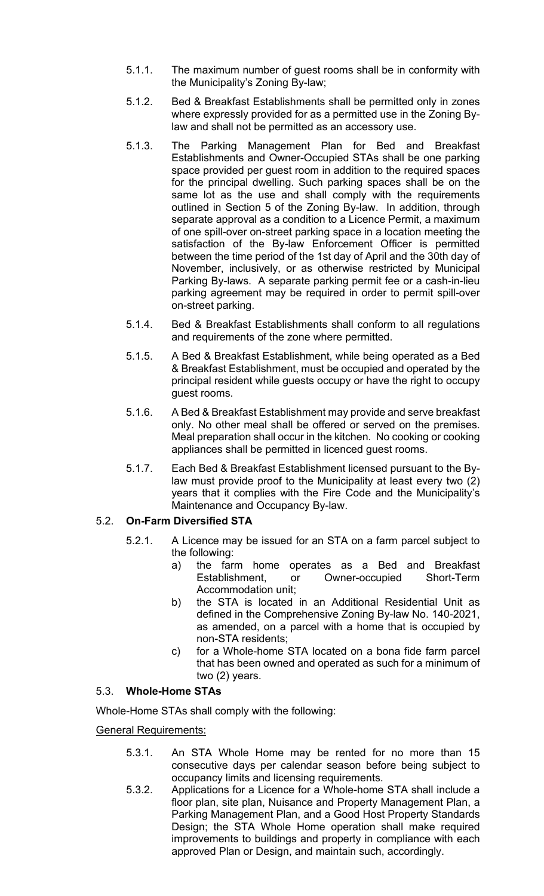5.1.1. The maximum number of guest rooms shall be in conformity with the Municipality's Zoning By-law;

5.1.2. Bed & Breakfast Establishments shall be permitted only in zones where expressly provided for as a permitted use in the Zoning By-law and shall not be permitted as an accessory use.

5.1.3. The Parking Management Plan for Bed and Breakfast Establishments and Owner-Occupied STAs shall be one parking space provided per guest room in addition to the required spaces for the principal dwelling. Such parking spaces shall be on the same lot as the use and shall comply with the requirements outlined in Section 5 of the Zoning By-law. In addition, through separate approval as a condition to a Licence Permit, a maximum of one spill-over on-street parking space in a location meeting the satisfaction of the By-law Enforcement Officer is permitted between the time period of the 1st day of April and the 30th day of November, inclusively, or as otherwise restricted by Municipal Parking By-laws. A separate parking permit fee or a cash-in-lieu parking agreement may be required in order to permit spill-over on-street parking.

5.1.4. Bed & Breakfast Establishments shall conform to all regulations and requirements of the zone where permitted.

5.1.5. A Bed & Breakfast Establishment, while being operated as a Bed & Breakfast Establishment, must be occupied and operated by the principal resident while guests occupy or have the right to occupy guest rooms.

5.1.6. A Bed & Breakfast Establishment may provide and serve breakfast only. No other meal shall be offered or served on the premises. Meal preparation shall occur in the kitchen. No cooking or cooking appliances shall be permitted in licenced guest rooms.

5.1.7. Each Bed & Breakfast Establishment licensed pursuant to the By-law must provide proof to the Municipality at least every two (2) years that it complies with the Fire Code and the Municipality's Maintenance and Occupancy By-law.

## 5.2. **On-Farm Diversified STA**

5.2.1. A Licence may be issued for an STA on a farm parcel subject to the following:

a) the farm home operates as a Bed and Breakfast Establishment, or Owner-occupied Short-Term Accommodation unit;

b) the STA is located in an Additional Residential Unit as defined in the Comprehensive Zoning By-law No. 140-2021, as amended, on a parcel with a home that is occupied by non-STA residents;

c) for a Whole-home STA located on a bona fide farm parcel that has been owned and operated as such for a minimum of two (2) years.

## 5.3. **Whole-Home STAs**

Whole-Home STAs shall comply with the following:

General Requirements:

5.3.1. An STA Whole Home may be rented for no more than 15 consecutive days per calendar season before being subject to occupancy limits and licensing requirements.

5.3.2. Applications for a Licence for a Whole-home STA shall include a floor plan, site plan, Nuisance and Property Management Plan, a Parking Management Plan, and a Good Host Property Standards Design; the STA Whole Home operation shall make required improvements to buildings and property in compliance with each approved Plan or Design, and maintain such, accordingly.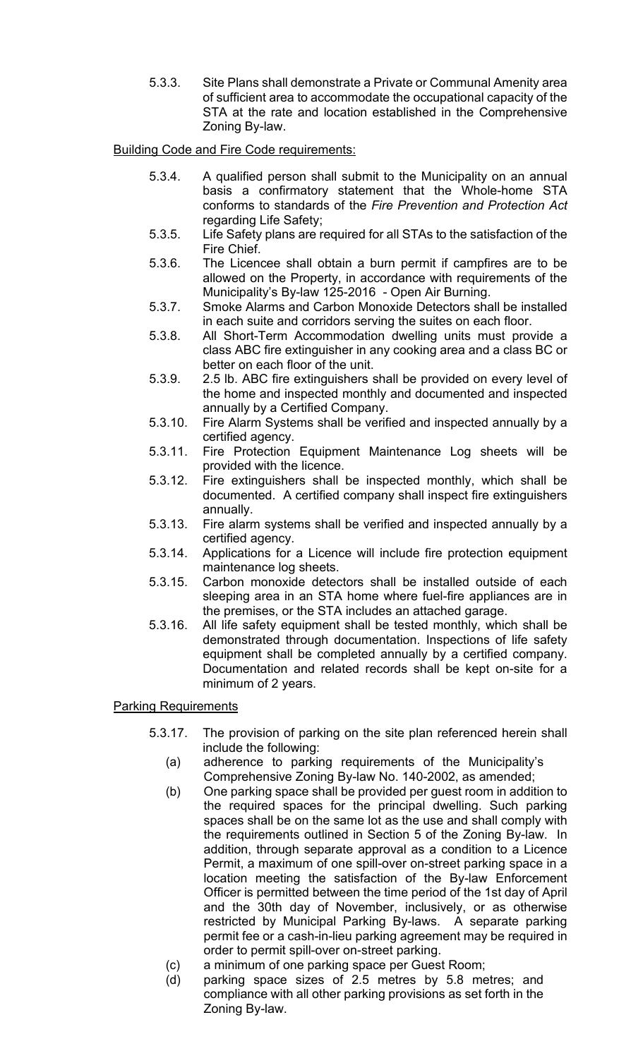5.3.3. Site Plans shall demonstrate a Private or Communal Amenity area of sufficient area to accommodate the occupational capacity of the STA at the rate and location established in the Comprehensive Zoning By-law.

Building Code and Fire Code requirements:

5.3.4. A qualified person shall submit to the Municipality on an annual basis a confirmatory statement that the Whole-home STA conforms to standards of the *Fire Prevention and Protection Act* regarding Life Safety;

5.3.5. Life Safety plans are required for all STAs to the satisfaction of the Fire Chief.

5.3.6. The Licencee shall obtain a burn permit if campfires are to be allowed on the Property, in accordance with requirements of the Municipality's By-law 125-2016 - Open Air Burning.

5.3.7. Smoke Alarms and Carbon Monoxide Detectors shall be installed in each suite and corridors serving the suites on each floor.

5.3.8. All Short-Term Accommodation dwelling units must provide a class ABC fire extinguisher in any cooking area and a class BC or better on each floor of the unit.

5.3.9. 2.5 lb. ABC fire extinguishers shall be provided on every level of the home and inspected monthly and documented and inspected annually by a Certified Company.

5.3.10. Fire Alarm Systems shall be verified and inspected annually by a certified agency.

5.3.11. Fire Protection Equipment Maintenance Log sheets will be provided with the licence.

5.3.12. Fire extinguishers shall be inspected monthly, which shall be documented. A certified company shall inspect fire extinguishers annually.

5.3.13. Fire alarm systems shall be verified and inspected annually by a certified agency.

5.3.14. Applications for a Licence will include fire protection equipment maintenance log sheets.

5.3.15. Carbon monoxide detectors shall be installed outside of each sleeping area in an STA home where fuel-fire appliances are in the premises, or the STA includes an attached garage.

5.3.16. All life safety equipment shall be tested monthly, which shall be demonstrated through documentation. Inspections of life safety equipment shall be completed annually by a certified company. Documentation and related records shall be kept on-site for a minimum of 2 years.

Parking Requirements

5.3.17. The provision of parking on the site plan referenced herein shall include the following:

(a) adherence to parking requirements of the Municipality's Comprehensive Zoning By-law No. 140-2002, as amended;

(b) One parking space shall be provided per guest room in addition to the required spaces for the principal dwelling. Such parking spaces shall be on the same lot as the use and shall comply with the requirements outlined in Section 5 of the Zoning By-law. In addition, through separate approval as a condition to a Licence Permit, a maximum of one spill-over on-street parking space in a location meeting the satisfaction of the By-law Enforcement Officer is permitted between the time period of the 1st day of April and the 30th day of November, inclusively, or as otherwise restricted by Municipal Parking By-laws. A separate parking permit fee or a cash-in-lieu parking agreement may be required in order to permit spill-over on-street parking.

(c) a minimum of one parking space per Guest Room;

(d) parking space sizes of 2.5 metres by 5.8 metres; and compliance with all other parking provisions as set forth in the Zoning By-law.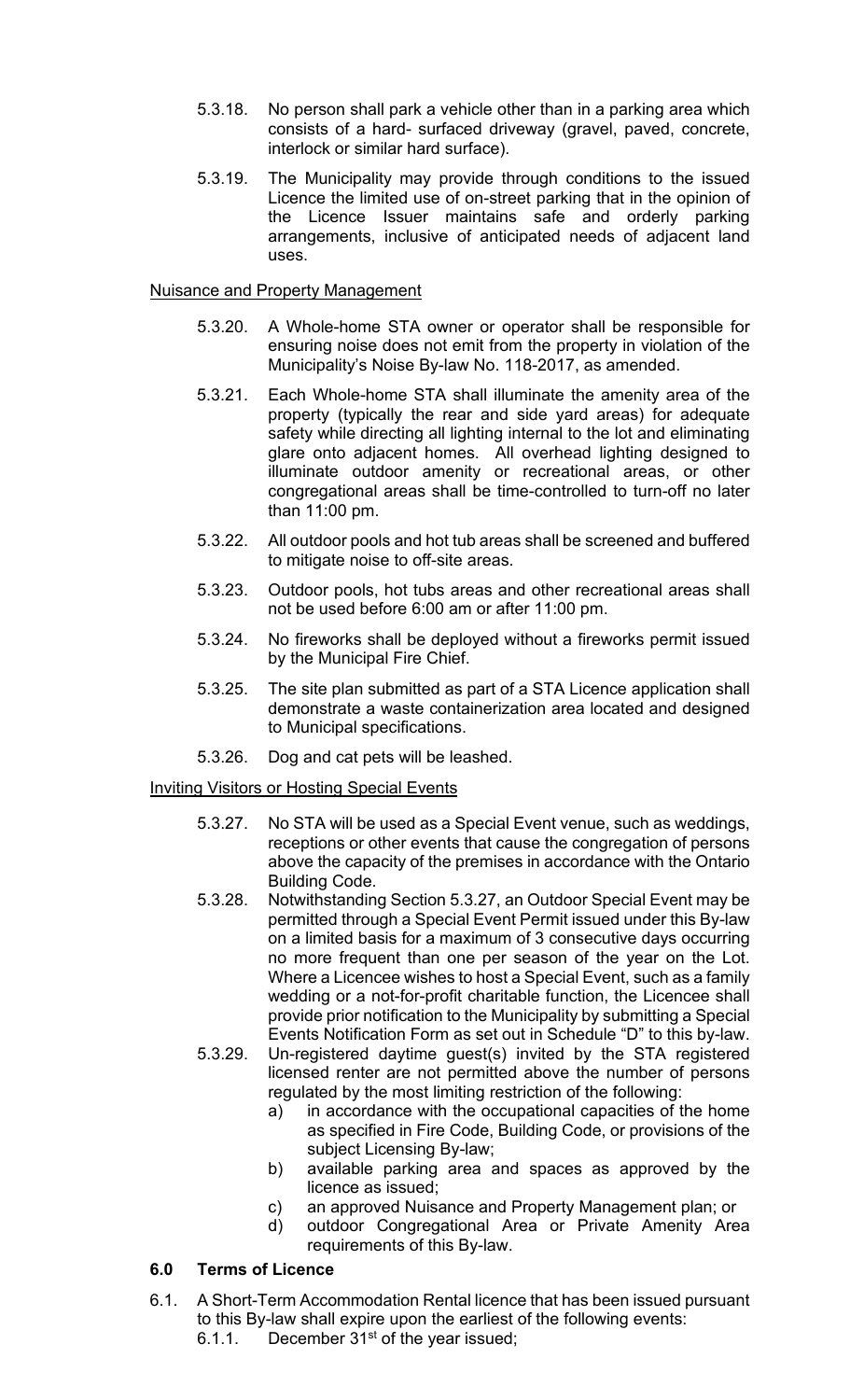5.3.18. No person shall park a vehicle other than in a parking area which consists of a hard- surfaced driveway (gravel, paved, concrete, interlock or similar hard surface).

5.3.19. The Municipality may provide through conditions to the issued Licence the limited use of on-street parking that in the opinion of the Licence Issuer maintains safe and orderly parking arrangements, inclusive of anticipated needs of adjacent land uses.

Nuisance and Property Management

5.3.20. A Whole-home STA owner or operator shall be responsible for ensuring noise does not emit from the property in violation of the Municipality's Noise By-law No. 118-2017, as amended.

5.3.21. Each Whole-home STA shall illuminate the amenity area of the property (typically the rear and side yard areas) for adequate safety while directing all lighting internal to the lot and eliminating glare onto adjacent homes. All overhead lighting designed to illuminate outdoor amenity or recreational areas, or other congregational areas shall be time-controlled to turn-off no later than 11:00 pm.

5.3.22. All outdoor pools and hot tub areas shall be screened and buffered to mitigate noise to off-site areas.

5.3.23. Outdoor pools, hot tubs areas and other recreational areas shall not be used before 6:00 am or after 11:00 pm.

5.3.24. No fireworks shall be deployed without a fireworks permit issued by the Municipal Fire Chief.

5.3.25. The site plan submitted as part of a STA Licence application shall demonstrate a waste containerization area located and designed to Municipal specifications.

5.3.26. Dog and cat pets will be leashed.

Inviting Visitors or Hosting Special Events

5.3.27. No STA will be used as a Special Event venue, such as weddings, receptions or other events that cause the congregation of persons above the capacity of the premises in accordance with the Ontario Building Code.

5.3.28. Notwithstanding Section 5.3.27, an Outdoor Special Event may be permitted through a Special Event Permit issued under this By-law on a limited basis for a maximum of 3 consecutive days occurring no more frequent than one per season of the year on the Lot. Where a Licencee wishes to host a Special Event, such as a family wedding or a not-for-profit charitable function, the Licencee shall provide prior notification to the Municipality by submitting a Special Events Notification Form as set out in Schedule "D" to this by-law.

5.3.29. Un-registered daytime guest(s) invited by the STA registered licensed renter are not permitted above the number of persons regulated by the most limiting restriction of the following:

a) in accordance with the occupational capacities of the home as specified in Fire Code, Building Code, or provisions of the subject Licensing By-law;

b) available parking area and spaces as approved by the licence as issued;

c) an approved Nuisance and Property Management plan; or

d) outdoor Congregational Area or Private Amenity Area requirements of this By-law.

## 6.0 Terms of Licence

6.1. A Short-Term Accommodation Rental licence that has been issued pursuant to this By-law shall expire upon the earliest of the following events:

6.1.1. December 31st of the year issued;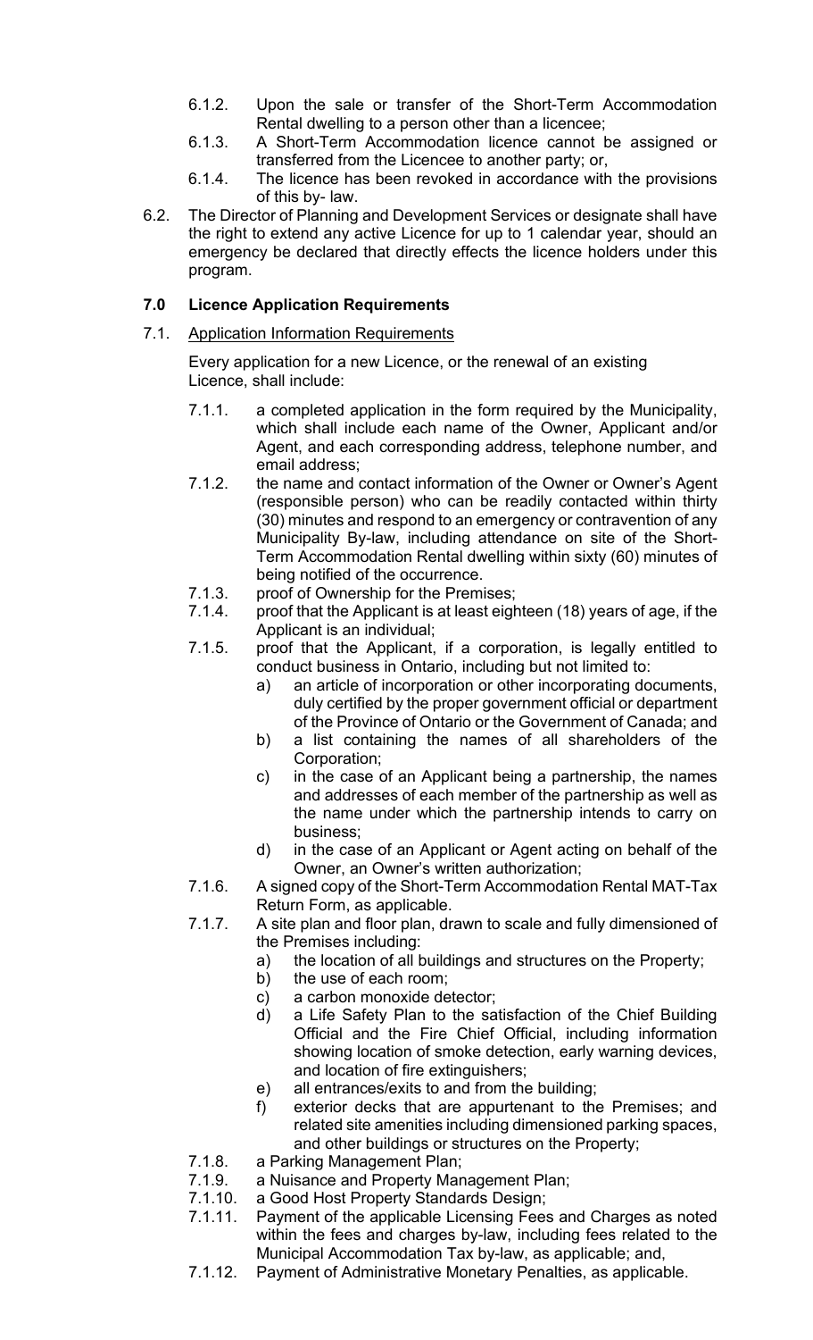6.1.2. Upon the sale or transfer of the Short-Term Accommodation Rental dwelling to a person other than a licencee;

6.1.3. A Short-Term Accommodation licence cannot be assigned or transferred from the Licencee to another party; or,

6.1.4. The licence has been revoked in accordance with the provisions of this by- law.

6.2. The Director of Planning and Development Services or designate shall have the right to extend any active Licence for up to 1 calendar year, should an emergency be declared that directly effects the licence holders under this program.

## 7.0 Licence Application Requirements

7.1. Application Information Requirements

Every application for a new Licence, or the renewal of an existing Licence, shall include:

7.1.1. a completed application in the form required by the Municipality, which shall include each name of the Owner, Applicant and/or Agent, and each corresponding address, telephone number, and email address;

7.1.2. the name and contact information of the Owner or Owner's Agent (responsible person) who can be readily contacted within thirty (30) minutes and respond to an emergency or contravention of any Municipality By-law, including attendance on site of the Short-Term Accommodation Rental dwelling within sixty (60) minutes of being notified of the occurrence.

7.1.3. proof of Ownership for the Premises;

7.1.4. proof that the Applicant is at least eighteen (18) years of age, if the Applicant is an individual;

7.1.5. proof that the Applicant, if a corporation, is legally entitled to conduct business in Ontario, including but not limited to:

a) an article of incorporation or other incorporating documents, duly certified by the proper government official or department of the Province of Ontario or the Government of Canada; and

b) a list containing the names of all shareholders of the Corporation;

c) in the case of an Applicant being a partnership, the names and addresses of each member of the partnership as well as the name under which the partnership intends to carry on business;

d) in the case of an Applicant or Agent acting on behalf of the Owner, an Owner's written authorization;

7.1.6. A signed copy of the Short-Term Accommodation Rental MAT-Tax Return Form, as applicable.

7.1.7. A site plan and floor plan, drawn to scale and fully dimensioned of the Premises including:

a) the location of all buildings and structures on the Property;

b) the use of each room;

c) a carbon monoxide detector;

d) a Life Safety Plan to the satisfaction of the Chief Building Official and the Fire Chief Official, including information showing location of smoke detection, early warning devices, and location of fire extinguishers;

e) all entrances/exits to and from the building;

f) exterior decks that are appurtenant to the Premises; and related site amenities including dimensioned parking spaces, and other buildings or structures on the Property;

7.1.8. a Parking Management Plan;

7.1.9. a Nuisance and Property Management Plan;

7.1.10. a Good Host Property Standards Design;

7.1.11. Payment of the applicable Licensing Fees and Charges as noted within the fees and charges by-law, including fees related to the Municipal Accommodation Tax by-law, as applicable; and,

7.1.12. Payment of Administrative Monetary Penalties, as applicable.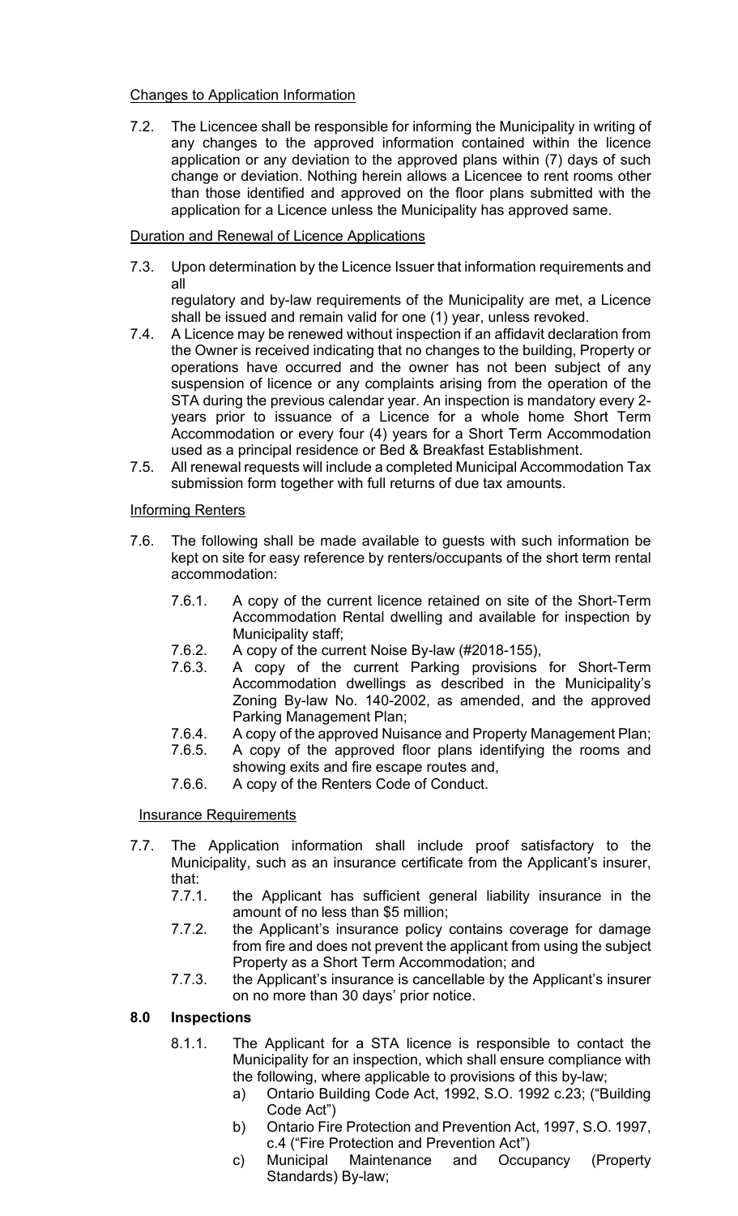Changes to Application Information

7.2. The Licencee shall be responsible for informing the Municipality in writing of any changes to the approved information contained within the licence application or any deviation to the approved plans within (7) days of such change or deviation. Nothing herein allows a Licencee to rent rooms other than those identified and approved on the floor plans submitted with the application for a Licence unless the Municipality has approved same.

Duration and Renewal of Licence Applications

7.3. Upon determination by the Licence Issuer that information requirements and all
regulatory and by-law requirements of the Municipality are met, a Licence shall be issued and remain valid for one (1) year, unless revoked.

7.4. A Licence may be renewed without inspection if an affidavit declaration from the Owner is received indicating that no changes to the building, Property or operations have occurred and the owner has not been subject of any suspension of licence or any complaints arising from the operation of the STA during the previous calendar year. An inspection is mandatory every 2-years prior to issuance of a Licence for a whole home Short Term Accommodation or every four (4) years for a Short Term Accommodation used as a principal residence or Bed & Breakfast Establishment.

7.5. All renewal requests will include a completed Municipal Accommodation Tax submission form together with full returns of due tax amounts.

Informing Renters

7.6. The following shall be made available to guests with such information be kept on site for easy reference by renters/occupants of the short term rental accommodation:

7.6.1. A copy of the current licence retained on site of the Short-Term Accommodation Rental dwelling and available for inspection by Municipality staff;

7.6.2. A copy of the current Noise By-law (#2018-155),

7.6.3. A copy of the current Parking provisions for Short-Term Accommodation dwellings as described in the Municipality's Zoning By-law No. 140-2002, as amended, and the approved Parking Management Plan;

7.6.4. A copy of the approved Nuisance and Property Management Plan;

7.6.5. A copy of the approved floor plans identifying the rooms and showing exits and fire escape routes and,

7.6.6. A copy of the Renters Code of Conduct.

Insurance Requirements

7.7. The Application information shall include proof satisfactory to the Municipality, such as an insurance certificate from the Applicant's insurer, that:

7.7.1. the Applicant has sufficient general liability insurance in the amount of no less than $5 million;

7.7.2. the Applicant's insurance policy contains coverage for damage from fire and does not prevent the applicant from using the subject Property as a Short Term Accommodation; and

7.7.3. the Applicant's insurance is cancellable by the Applicant's insurer on no more than 30 days' prior notice.

## 8.0 Inspections

8.1.1. The Applicant for a STA licence is responsible to contact the Municipality for an inspection, which shall ensure compliance with the following, where applicable to provisions of this by-law;

a) Ontario Building Code Act, 1992, S.O. 1992 c.23; ("Building Code Act")

b) Ontario Fire Protection and Prevention Act, 1997, S.O. 1997, c.4 ("Fire Protection and Prevention Act")

c) Municipal Maintenance and Occupancy (Property Standards) By-law;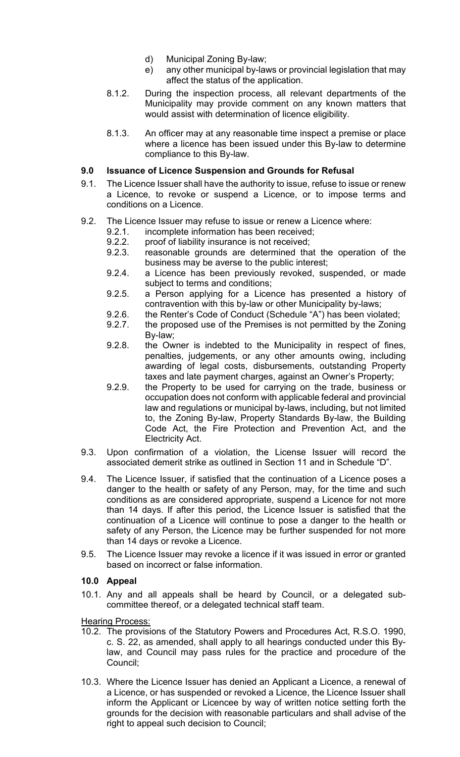d) Municipal Zoning By-law;

e) any other municipal by-laws or provincial legislation that may affect the status of the application.

8.1.2. During the inspection process, all relevant departments of the Municipality may provide comment on any known matters that would assist with determination of licence eligibility.

8.1.3. An officer may at any reasonable time inspect a premise or place where a licence has been issued under this By-law to determine compliance to this By-law.

## 9.0 Issuance of Licence Suspension and Grounds for Refusal

9.1. The Licence Issuer shall have the authority to issue, refuse to issue or renew a Licence, to revoke or suspend a Licence, or to impose terms and conditions on a Licence.

9.2. The Licence Issuer may refuse to issue or renew a Licence where:

- 9.2.1. incomplete information has been received;
- 9.2.2. proof of liability insurance is not received;
- 9.2.3. reasonable grounds are determined that the operation of the business may be averse to the public interest;
- 9.2.4. a Licence has been previously revoked, suspended, or made subject to terms and conditions;
- 9.2.5. a Person applying for a Licence has presented a history of contravention with this by-law or other Municipality by-laws;
- 9.2.6. the Renter's Code of Conduct (Schedule "A") has been violated;
- 9.2.7. the proposed use of the Premises is not permitted by the Zoning By-law;
- 9.2.8. the Owner is indebted to the Municipality in respect of fines, penalties, judgements, or any other amounts owing, including awarding of legal costs, disbursements, outstanding Property taxes and late payment charges, against an Owner's Property;
- 9.2.9. the Property to be used for carrying on the trade, business or occupation does not conform with applicable federal and provincial law and regulations or municipal by-laws, including, but not limited to, the Zoning By-law, Property Standards By-law, the Building Code Act, the Fire Protection and Prevention Act, and the Electricity Act.

9.3. Upon confirmation of a violation, the License Issuer will record the associated demerit strike as outlined in Section 11 and in Schedule "D".

9.4. The Licence Issuer, if satisfied that the continuation of a Licence poses a danger to the health or safety of any Person, may, for the time and such conditions as are considered appropriate, suspend a Licence for not more than 14 days. If after this period, the Licence Issuer is satisfied that the continuation of a Licence will continue to pose a danger to the health or safety of any Person, the Licence may be further suspended for not more than 14 days or revoke a Licence.

9.5. The Licence Issuer may revoke a licence if it was issued in error or granted based on incorrect or false information.

## 10.0 Appeal

10.1. Any and all appeals shall be heard by Council, or a delegated sub-committee thereof, or a delegated technical staff team.

Hearing Process:

10.2. The provisions of the Statutory Powers and Procedures Act, R.S.O. 1990, c. S. 22, as amended, shall apply to all hearings conducted under this By-law, and Council may pass rules for the practice and procedure of the Council;

10.3. Where the Licence Issuer has denied an Applicant a Licence, a renewal of a Licence, or has suspended or revoked a Licence, the Licence Issuer shall inform the Applicant or Licencee by way of written notice setting forth the grounds for the decision with reasonable particulars and shall advise of the right to appeal such decision to Council;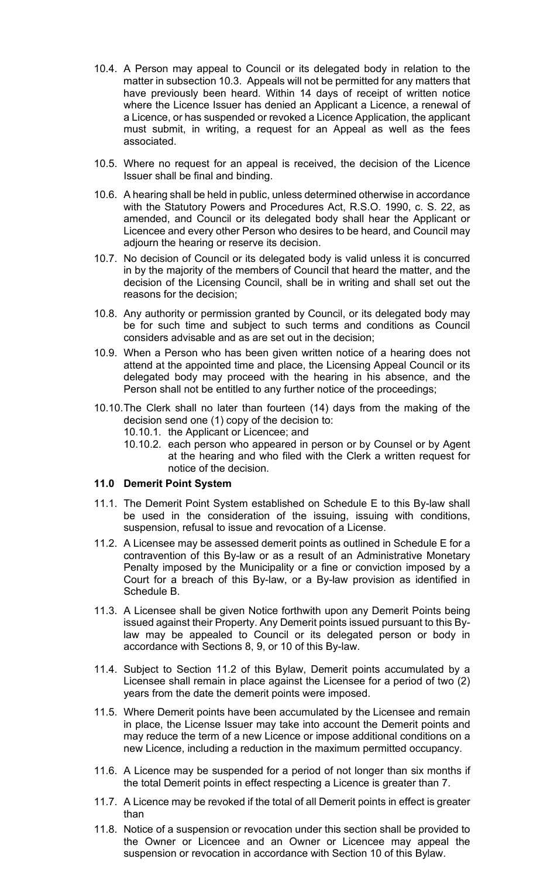10.4. A Person may appeal to Council or its delegated body in relation to the matter in subsection 10.3. Appeals will not be permitted for any matters that have previously been heard. Within 14 days of receipt of written notice where the Licence Issuer has denied an Applicant a Licence, a renewal of a Licence, or has suspended or revoked a Licence Application, the applicant must submit, in writing, a request for an Appeal as well as the fees associated.

10.5. Where no request for an appeal is received, the decision of the Licence Issuer shall be final and binding.

10.6. A hearing shall be held in public, unless determined otherwise in accordance with the Statutory Powers and Procedures Act, R.S.O. 1990, c. S. 22, as amended, and Council or its delegated body shall hear the Applicant or Licencee and every other Person who desires to be heard, and Council may adjourn the hearing or reserve its decision.

10.7. No decision of Council or its delegated body is valid unless it is concurred in by the majority of the members of Council that heard the matter, and the decision of the Licensing Council, shall be in writing and shall set out the reasons for the decision;

10.8. Any authority or permission granted by Council, or its delegated body may be for such time and subject to such terms and conditions as Council considers advisable and as are set out in the decision;

10.9. When a Person who has been given written notice of a hearing does not attend at the appointed time and place, the Licensing Appeal Council or its delegated body may proceed with the hearing in his absence, and the Person shall not be entitled to any further notice of the proceedings;

10.10. The Clerk shall no later than fourteen (14) days from the making of the decision send one (1) copy of the decision to:

- 10.10.1. the Applicant or Licencee; and
- 10.10.2. each person who appeared in person or by Counsel or by Agent at the hearing and who filed with the Clerk a written request for notice of the decision.

**11.0 Demerit Point System**

11.1. The Demerit Point System established on Schedule E to this By-law shall be used in the consideration of the issuing, issuing with conditions, suspension, refusal to issue and revocation of a License.

11.2. A Licensee may be assessed demerit points as outlined in Schedule E for a contravention of this By-law or as a result of an Administrative Monetary Penalty imposed by the Municipality or a fine or conviction imposed by a Court for a breach of this By-law, or a By-law provision as identified in Schedule B.

11.3. A Licensee shall be given Notice forthwith upon any Demerit Points being issued against their Property. Any Demerit points issued pursuant to this By-law may be appealed to Council or its delegated person or body in accordance with Sections 8, 9, or 10 of this By-law.

11.4. Subject to Section 11.2 of this Bylaw, Demerit points accumulated by a Licensee shall remain in place against the Licensee for a period of two (2) years from the date the demerit points were imposed.

11.5. Where Demerit points have been accumulated by the Licensee and remain in place, the License Issuer may take into account the Demerit points and may reduce the term of a new Licence or impose additional conditions on a new Licence, including a reduction in the maximum permitted occupancy.

11.6. A Licence may be suspended for a period of not longer than six months if the total Demerit points in effect respecting a Licence is greater than 7.

11.7. A Licence may be revoked if the total of all Demerit points in effect is greater than

11.8. Notice of a suspension or revocation under this section shall be provided to the Owner or Licencee and an Owner or Licencee may appeal the suspension or revocation in accordance with Section 10 of this Bylaw.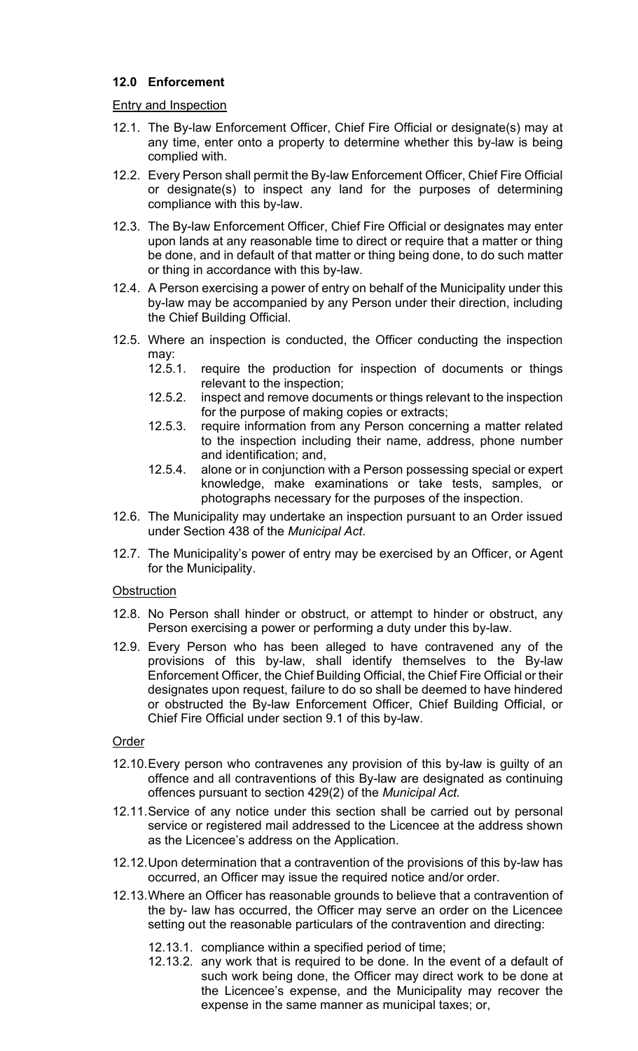### 12.0 Enforcement

Entry and Inspection

12.1. The By-law Enforcement Officer, Chief Fire Official or designate(s) may at any time, enter onto a property to determine whether this by-law is being complied with.

12.2. Every Person shall permit the By-law Enforcement Officer, Chief Fire Official or designate(s) to inspect any land for the purposes of determining compliance with this by-law.

12.3. The By-law Enforcement Officer, Chief Fire Official or designates may enter upon lands at any reasonable time to direct or require that a matter or thing be done, and in default of that matter or thing being done, to do such matter or thing in accordance with this by-law.

12.4. A Person exercising a power of entry on behalf of the Municipality under this by-law may be accompanied by any Person under their direction, including the Chief Building Official.

12.5. Where an inspection is conducted, the Officer conducting the inspection may:

- 12.5.1. require the production for inspection of documents or things relevant to the inspection;
- 12.5.2. inspect and remove documents or things relevant to the inspection for the purpose of making copies or extracts;
- 12.5.3. require information from any Person concerning a matter related to the inspection including their name, address, phone number and identification; and,
- 12.5.4. alone or in conjunction with a Person possessing special or expert knowledge, make examinations or take tests, samples, or photographs necessary for the purposes of the inspection.

12.6. The Municipality may undertake an inspection pursuant to an Order issued under Section 438 of the *Municipal Act*.

12.7. The Municipality's power of entry may be exercised by an Officer, or Agent for the Municipality.

Obstruction

12.8. No Person shall hinder or obstruct, or attempt to hinder or obstruct, any Person exercising a power or performing a duty under this by-law.

12.9. Every Person who has been alleged to have contravened any of the provisions of this by-law, shall identify themselves to the By-law Enforcement Officer, the Chief Building Official, the Chief Fire Official or their designates upon request, failure to do so shall be deemed to have hindered or obstructed the By-law Enforcement Officer, Chief Building Official, or Chief Fire Official under section 9.1 of this by-law.

Order

12.10. Every person who contravenes any provision of this by-law is guilty of an offence and all contraventions of this By-law are designated as continuing offences pursuant to section 429(2) of the *Municipal Act.*

12.11. Service of any notice under this section shall be carried out by personal service or registered mail addressed to the Licencee at the address shown as the Licencee's address on the Application.

12.12. Upon determination that a contravention of the provisions of this by-law has occurred, an Officer may issue the required notice and/or order.

12.13. Where an Officer has reasonable grounds to believe that a contravention of the by- law has occurred, the Officer may serve an order on the Licencee setting out the reasonable particulars of the contravention and directing:

- 12.13.1. compliance within a specified period of time;
- 12.13.2. any work that is required to be done. In the event of a default of such work being done, the Officer may direct work to be done at the Licencee's expense, and the Municipality may recover the expense in the same manner as municipal taxes; or,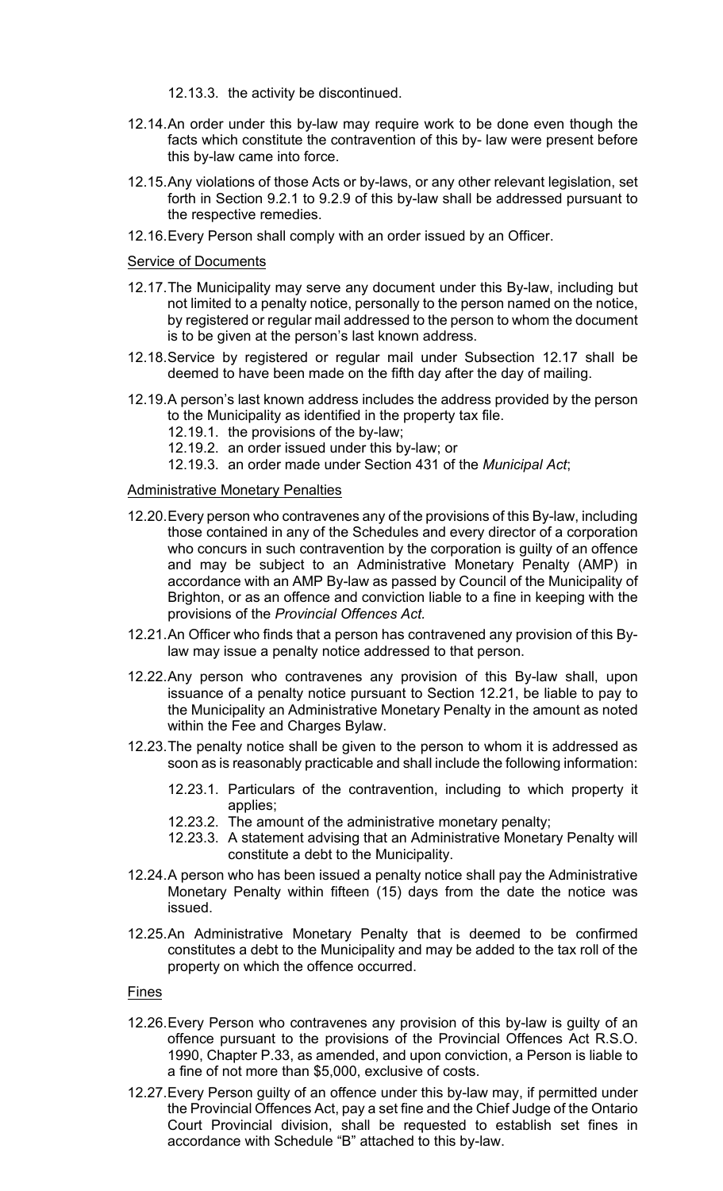12.13.3. the activity be discontinued.

12.14. An order under this by-law may require work to be done even though the facts which constitute the contravention of this by- law were present before this by-law came into force.

12.15. Any violations of those Acts or by-laws, or any other relevant legislation, set forth in Section 9.2.1 to 9.2.9 of this by-law shall be addressed pursuant to the respective remedies.

12.16. Every Person shall comply with an order issued by an Officer.

Service of Documents

12.17. The Municipality may serve any document under this By-law, including but not limited to a penalty notice, personally to the person named on the notice, by registered or regular mail addressed to the person to whom the document is to be given at the person's last known address.

12.18. Service by registered or regular mail under Subsection 12.17 shall be deemed to have been made on the fifth day after the day of mailing.

12.19. A person's last known address includes the address provided by the person to the Municipality as identified in the property tax file.

12.19.1. the provisions of the by-law;

12.19.2. an order issued under this by-law; or

12.19.3. an order made under Section 431 of the *Municipal Act*;

Administrative Monetary Penalties

12.20. Every person who contravenes any of the provisions of this By-law, including those contained in any of the Schedules and every director of a corporation who concurs in such contravention by the corporation is guilty of an offence and may be subject to an Administrative Monetary Penalty (AMP) in accordance with an AMP By-law as passed by Council of the Municipality of Brighton, or as an offence and conviction liable to a fine in keeping with the provisions of the *Provincial Offences Act.*

12.21. An Officer who finds that a person has contravened any provision of this By-law may issue a penalty notice addressed to that person.

12.22. Any person who contravenes any provision of this By-law shall, upon issuance of a penalty notice pursuant to Section 12.21, be liable to pay to the Municipality an Administrative Monetary Penalty in the amount as noted within the Fee and Charges Bylaw.

12.23. The penalty notice shall be given to the person to whom it is addressed as soon as is reasonably practicable and shall include the following information:

12.23.1. Particulars of the contravention, including to which property it applies;

12.23.2. The amount of the administrative monetary penalty;

12.23.3. A statement advising that an Administrative Monetary Penalty will constitute a debt to the Municipality.

12.24. A person who has been issued a penalty notice shall pay the Administrative Monetary Penalty within fifteen (15) days from the date the notice was issued.

12.25. An Administrative Monetary Penalty that is deemed to be confirmed constitutes a debt to the Municipality and may be added to the tax roll of the property on which the offence occurred.

Fines

12.26. Every Person who contravenes any provision of this by-law is guilty of an offence pursuant to the provisions of the Provincial Offences Act R.S.O. 1990, Chapter P.33, as amended, and upon conviction, a Person is liable to a fine of not more than $5,000, exclusive of costs.

12.27. Every Person guilty of an offence under this by-law may, if permitted under the Provincial Offences Act, pay a set fine and the Chief Judge of the Ontario Court Provincial division, shall be requested to establish set fines in accordance with Schedule "B" attached to this by-law.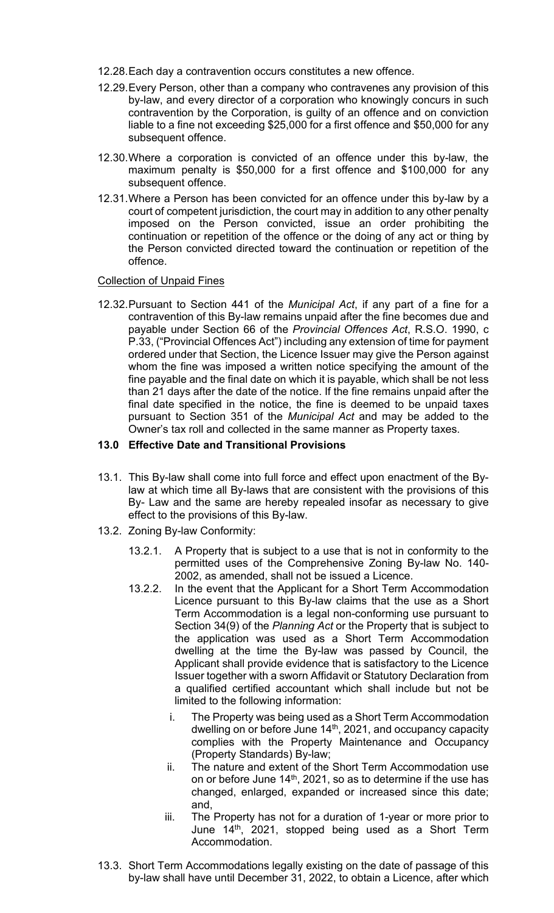12.28. Each day a contravention occurs constitutes a new offence.

12.29. Every Person, other than a company who contravenes any provision of this by-law, and every director of a corporation who knowingly concurs in such contravention by the Corporation, is guilty of an offence and on conviction liable to a fine not exceeding $25,000 for a first offence and $50,000 for any subsequent offence.

12.30. Where a corporation is convicted of an offence under this by-law, the maximum penalty is $50,000 for a first offence and $100,000 for any subsequent offence.

12.31. Where a Person has been convicted for an offence under this by-law by a court of competent jurisdiction, the court may in addition to any other penalty imposed on the Person convicted, issue an order prohibiting the continuation or repetition of the offence or the doing of any act or thing by the Person convicted directed toward the continuation or repetition of the offence.

<u>Collection of Unpaid Fines</u>

12.32. Pursuant to Section 441 of the *Municipal Act*, if any part of a fine for a contravention of this By-law remains unpaid after the fine becomes due and payable under Section 66 of the *Provincial Offences Act*, R.S.O. 1990, c P.33, ("Provincial Offences Act") including any extension of time for payment ordered under that Section, the Licence Issuer may give the Person against whom the fine was imposed a written notice specifying the amount of the fine payable and the final date on which it is payable, which shall be not less than 21 days after the date of the notice. If the fine remains unpaid after the final date specified in the notice, the fine is deemed to be unpaid taxes pursuant to Section 351 of the *Municipal Act* and may be added to the Owner's tax roll and collected in the same manner as Property taxes.

## 13.0 Effective Date and Transitional Provisions

13.1. This By-law shall come into full force and effect upon enactment of the By-law at which time all By-laws that are consistent with the provisions of this By- Law and the same are hereby repealed insofar as necessary to give effect to the provisions of this By-law.

13.2. Zoning By-law Conformity:

13.2.1. A Property that is subject to a use that is not in conformity to the permitted uses of the Comprehensive Zoning By-law No. 140-2002, as amended, shall not be issued a Licence.

13.2.2. In the event that the Applicant for a Short Term Accommodation Licence pursuant to this By-law claims that the use as a Short Term Accommodation is a legal non-conforming use pursuant to Section 34(9) of the *Planning Act* or the Property that is subject to the application was used as a Short Term Accommodation dwelling at the time the By-law was passed by Council, the Applicant shall provide evidence that is satisfactory to the Licence Issuer together with a sworn Affidavit or Statutory Declaration from a qualified certified accountant which shall include but not be limited to the following information:

i. The Property was being used as a Short Term Accommodation dwelling on or before June 14th, 2021, and occupancy capacity complies with the Property Maintenance and Occupancy (Property Standards) By-law;

ii. The nature and extent of the Short Term Accommodation use on or before June 14th, 2021, so as to determine if the use has changed, enlarged, expanded or increased since this date; and,

iii. The Property has not for a duration of 1-year or more prior to June 14th, 2021, stopped being used as a Short Term Accommodation.

13.3. Short Term Accommodations legally existing on the date of passage of this by-law shall have until December 31, 2022, to obtain a Licence, after which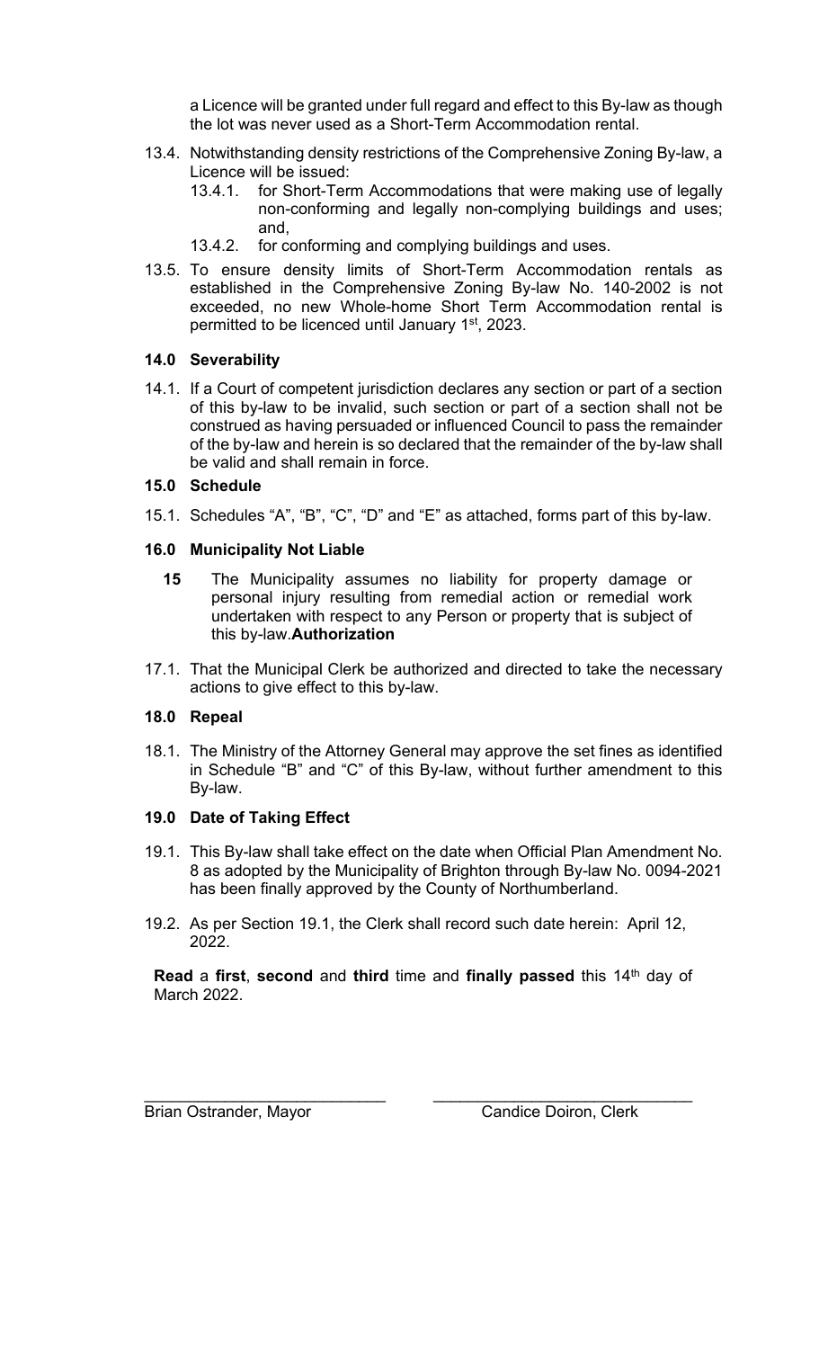a Licence will be granted under full regard and effect to this By-law as though the lot was never used as a Short-Term Accommodation rental.

13.4. Notwithstanding density restrictions of the Comprehensive Zoning By-law, a Licence will be issued:

13.4.1. for Short-Term Accommodations that were making use of legally non-conforming and legally non-complying buildings and uses; and,

13.4.2. for conforming and complying buildings and uses.

13.5. To ensure density limits of Short-Term Accommodation rentals as established in the Comprehensive Zoning By-law No. 140-2002 is not exceeded, no new Whole-home Short Term Accommodation rental is permitted to be licenced until January 1st, 2023.

**14.0 Severability**

14.1. If a Court of competent jurisdiction declares any section or part of a section of this by-law to be invalid, such section or part of a section shall not be construed as having persuaded or influenced Council to pass the remainder of the by-law and herein is so declared that the remainder of the by-law shall be valid and shall remain in force.

**15.0 Schedule**

15.1. Schedules "A", "B", "C", "D" and "E" as attached, forms part of this by-law.

**16.0 Municipality Not Liable**

**15** The Municipality assumes no liability for property damage or personal injury resulting from remedial action or remedial work undertaken with respect to any Person or property that is subject of this by-law.**Authorization**

17.1. That the Municipal Clerk be authorized and directed to take the necessary actions to give effect to this by-law.

**18.0 Repeal**

18.1. The Ministry of the Attorney General may approve the set fines as identified in Schedule "B" and "C" of this By-law, without further amendment to this By-law.

**19.0 Date of Taking Effect**

19.1. This By-law shall take effect on the date when Official Plan Amendment No. 8 as adopted by the Municipality of Brighton through By-law No. 0094-2021 has been finally approved by the County of Northumberland.

19.2. As per Section 19.1, the Clerk shall record such date herein: April 12, 2022.

**Read** a **first**, **second** and **third** time and **finally passed** this 14th day of March 2022.

\_\_\_\_\_\_\_\_\_\_\_\_\_\_\_\_\_\_\_\_\_\_\_\_\_\_\_\_ \_\_\_\_\_\_\_\_\_\_\_\_\_\_\_\_\_\_\_\_\_\_\_\_\_\_\_\_

Brian Ostrander, Mayor Candice Doiron, Clerk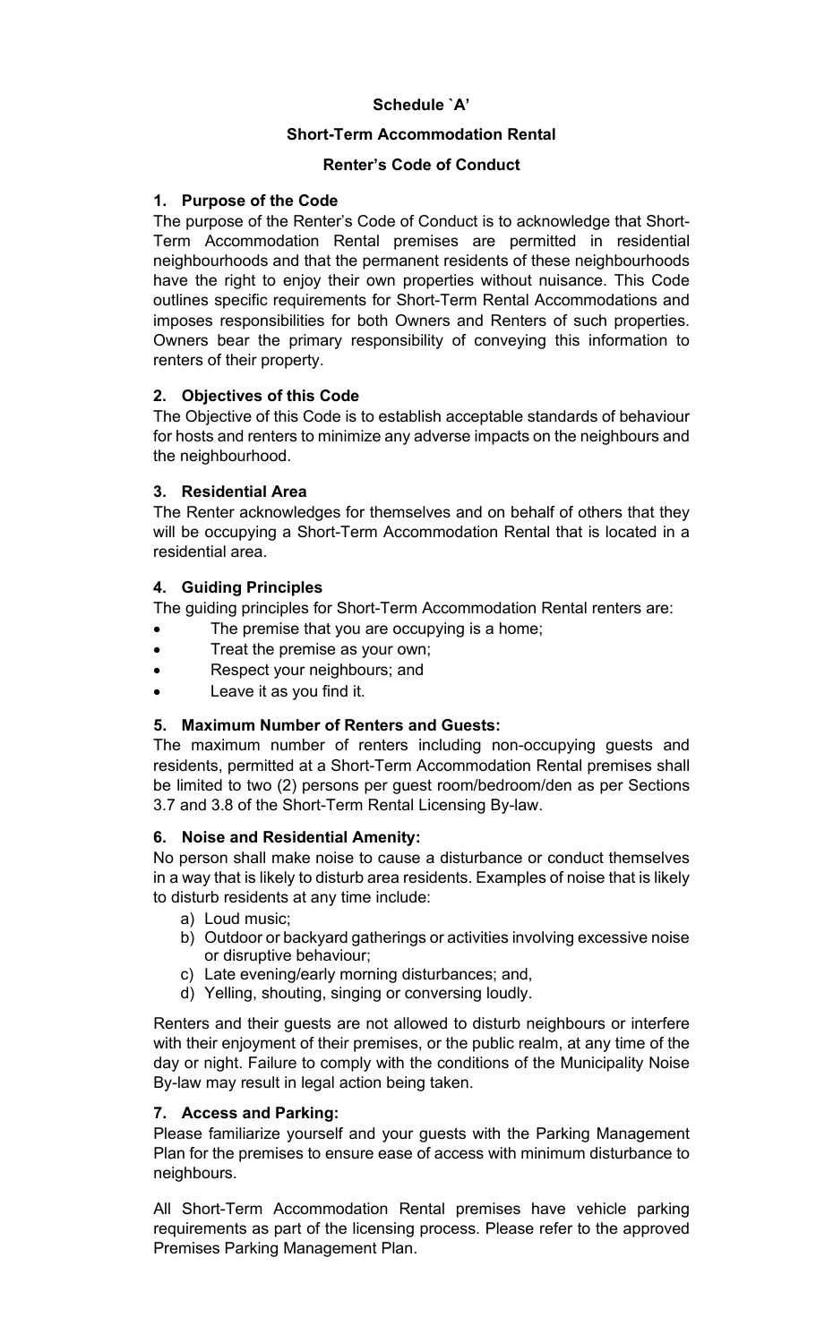**Schedule `A'**

**Short-Term Accommodation Rental**

**Renter's Code of Conduct**

### 1. Purpose of the Code

The purpose of the Renter's Code of Conduct is to acknowledge that Short-Term Accommodation Rental premises are permitted in residential neighbourhoods and that the permanent residents of these neighbourhoods have the right to enjoy their own properties without nuisance. This Code outlines specific requirements for Short-Term Rental Accommodations and imposes responsibilities for both Owners and Renters of such properties. Owners bear the primary responsibility of conveying this information to renters of their property.

### 2. Objectives of this Code

The Objective of this Code is to establish acceptable standards of behaviour for hosts and renters to minimize any adverse impacts on the neighbours and the neighbourhood.

### 3. Residential Area

The Renter acknowledges for themselves and on behalf of others that they will be occupying a Short-Term Accommodation Rental that is located in a residential area.

### 4. Guiding Principles

The guiding principles for Short-Term Accommodation Rental renters are:

- The premise that you are occupying is a home;
- Treat the premise as your own;
- Respect your neighbours; and
- Leave it as you find it.

### 5. Maximum Number of Renters and Guests:

The maximum number of renters including non-occupying guests and residents, permitted at a Short-Term Accommodation Rental premises shall be limited to two (2) persons per guest room/bedroom/den as per Sections 3.7 and 3.8 of the Short-Term Rental Licensing By-law.

### 6. Noise and Residential Amenity:

No person shall make noise to cause a disturbance or conduct themselves in a way that is likely to disturb area residents. Examples of noise that is likely to disturb residents at any time include:

a) Loud music;
b) Outdoor or backyard gatherings or activities involving excessive noise or disruptive behaviour;
c) Late evening/early morning disturbances; and,
d) Yelling, shouting, singing or conversing loudly.

Renters and their guests are not allowed to disturb neighbours or interfere with their enjoyment of their premises, or the public realm, at any time of the day or night. Failure to comply with the conditions of the Municipality Noise By-law may result in legal action being taken.

### 7. Access and Parking:

Please familiarize yourself and your guests with the Parking Management Plan for the premises to ensure ease of access with minimum disturbance to neighbours.

All Short-Term Accommodation Rental premises have vehicle parking requirements as part of the licensing process. Please refer to the approved Premises Parking Management Plan.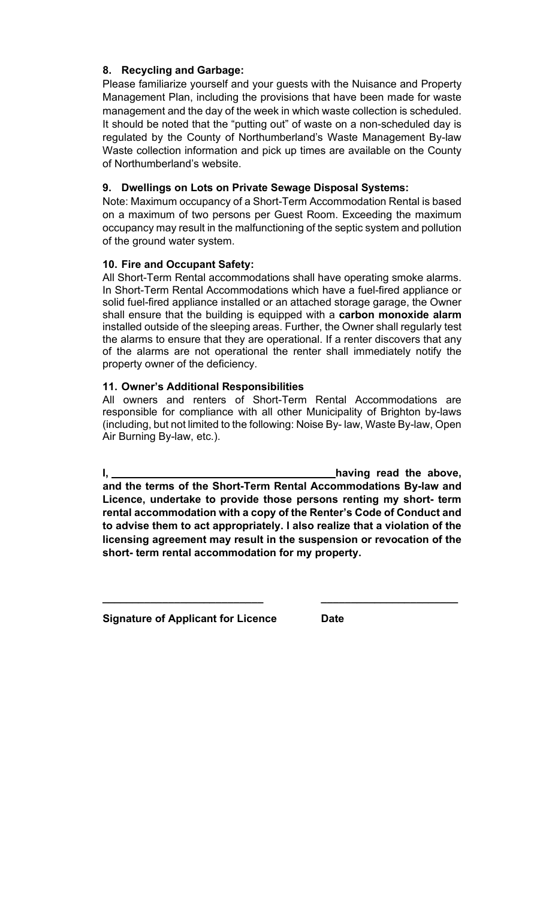### 8. Recycling and Garbage:

Please familiarize yourself and your guests with the Nuisance and Property Management Plan, including the provisions that have been made for waste management and the day of the week in which waste collection is scheduled. It should be noted that the "putting out" of waste on a non-scheduled day is regulated by the County of Northumberland's Waste Management By-law Waste collection information and pick up times are available on the County of Northumberland's website.

### 9. Dwellings on Lots on Private Sewage Disposal Systems:

Note: Maximum occupancy of a Short-Term Accommodation Rental is based on a maximum of two persons per Guest Room. Exceeding the maximum occupancy may result in the malfunctioning of the septic system and pollution of the ground water system.

### 10. Fire and Occupant Safety:

All Short-Term Rental accommodations shall have operating smoke alarms. In Short-Term Rental Accommodations which have a fuel-fired appliance or solid fuel-fired appliance installed or an attached storage garage, the Owner shall ensure that the building is equipped with a **carbon monoxide alarm** installed outside of the sleeping areas. Further, the Owner shall regularly test the alarms to ensure that they are operational. If a renter discovers that any of the alarms are not operational the renter shall immediately notify the property owner of the deficiency.

### 11. Owner's Additional Responsibilities

All owners and renters of Short-Term Rental Accommodations are responsible for compliance with all other Municipality of Brighton by-laws (including, but not limited to the following: Noise By- law, Waste By-law, Open Air Burning By-law, etc.).

**I, ______________________________ having read the above, and the terms of the Short-Term Rental Accommodations By-law and Licence, undertake to provide those persons renting my short- term rental accommodation with a copy of the Renter's Code of Conduct and to advise them to act appropriately. I also realize that a violation of the licensing agreement may result in the suspension or revocation of the short- term rental accommodation for my property.**

______________________________ ______________________________

**Signature of Applicant for Licence** **Date**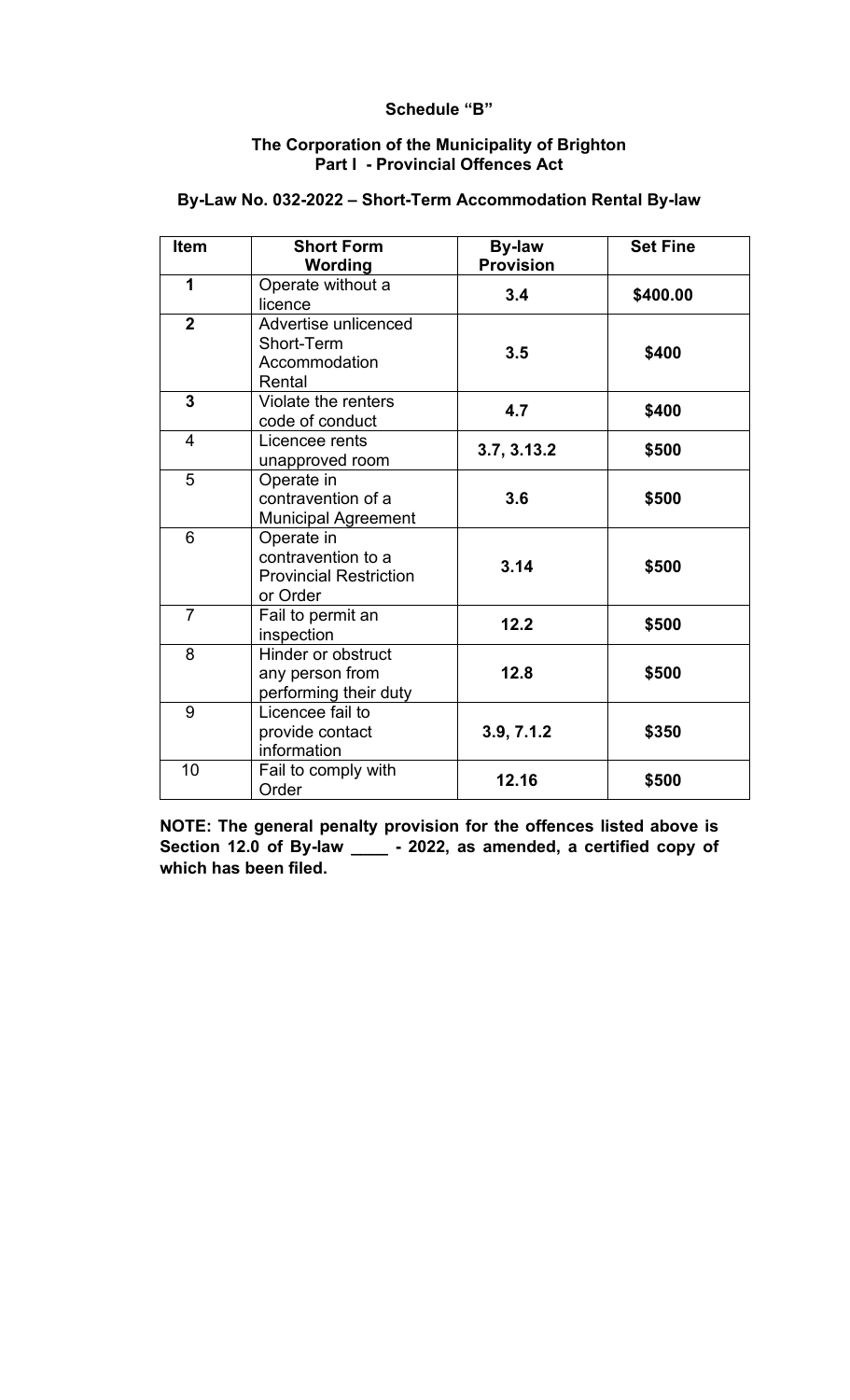**Schedule "B"**

**The Corporation of the Municipality of Brighton**
**Part I - Provincial Offences Act**

**By-Law No. 032-2022 – Short-Term Accommodation Rental By-law**

| Item | Short Form Wording | By-law Provision | Set Fine |
|---|---|---|---|
| **1** | Operate without a licence | **3.4** | **$400.00** |
| **2** | Advertise unlicenced Short-Term Accommodation Rental | **3.5** | **$400** |
| **3** | Violate the renters code of conduct | **4.7** | **$400** |
| 4 | Licencee rents unapproved room | **3.7, 3.13.2** | **$500** |
| 5 | Operate in contravention of a Municipal Agreement | **3.6** | **$500** |
| 6 | Operate in contravention to a Provincial Restriction or Order | **3.14** | **$500** |
| 7 | Fail to permit an inspection | **12.2** | **$500** |
| 8 | Hinder or obstruct any person from performing their duty | **12.8** | **$500** |
| 9 | Licencee fail to provide contact information | **3.9, 7.1.2** | **$350** |
| 10 | Fail to comply with Order | **12.16** | **$500** |

**NOTE: The general penalty provision for the offences listed above is Section 12.0 of By-law \_\_\_\_ - 2022, as amended, a certified copy of which has been filed.**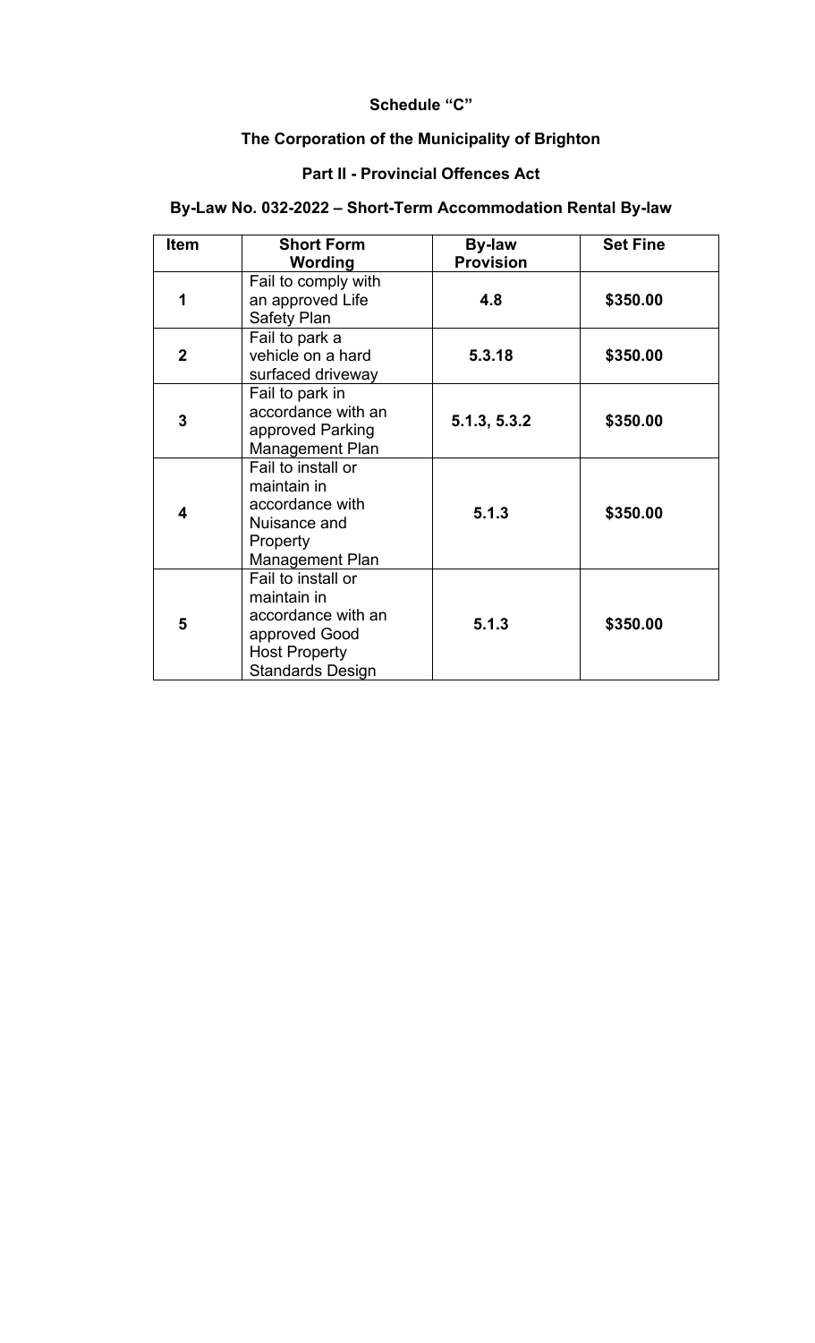**Schedule "C"**

**The Corporation of the Municipality of Brighton**

**Part II - Provincial Offences Act**

**By-Law No. 032-2022 – Short-Term Accommodation Rental By-law**

| Item | Short Form Wording | By-law Provision | Set Fine |
|---|---|---|---|
| **1** | Fail to comply with an approved Life Safety Plan | **4.8** | **$350.00** |
| **2** | Fail to park a vehicle on a hard surfaced driveway | **5.3.18** | **$350.00** |
| **3** | Fail to park in accordance with an approved Parking Management Plan | **5.1.3, 5.3.2** | **$350.00** |
| **4** | Fail to install or maintain in accordance with Nuisance and Property Management Plan | **5.1.3** | **$350.00** |
| **5** | Fail to install or maintain in accordance with an approved Good Host Property Standards Design | **5.1.3** | **$350.00** |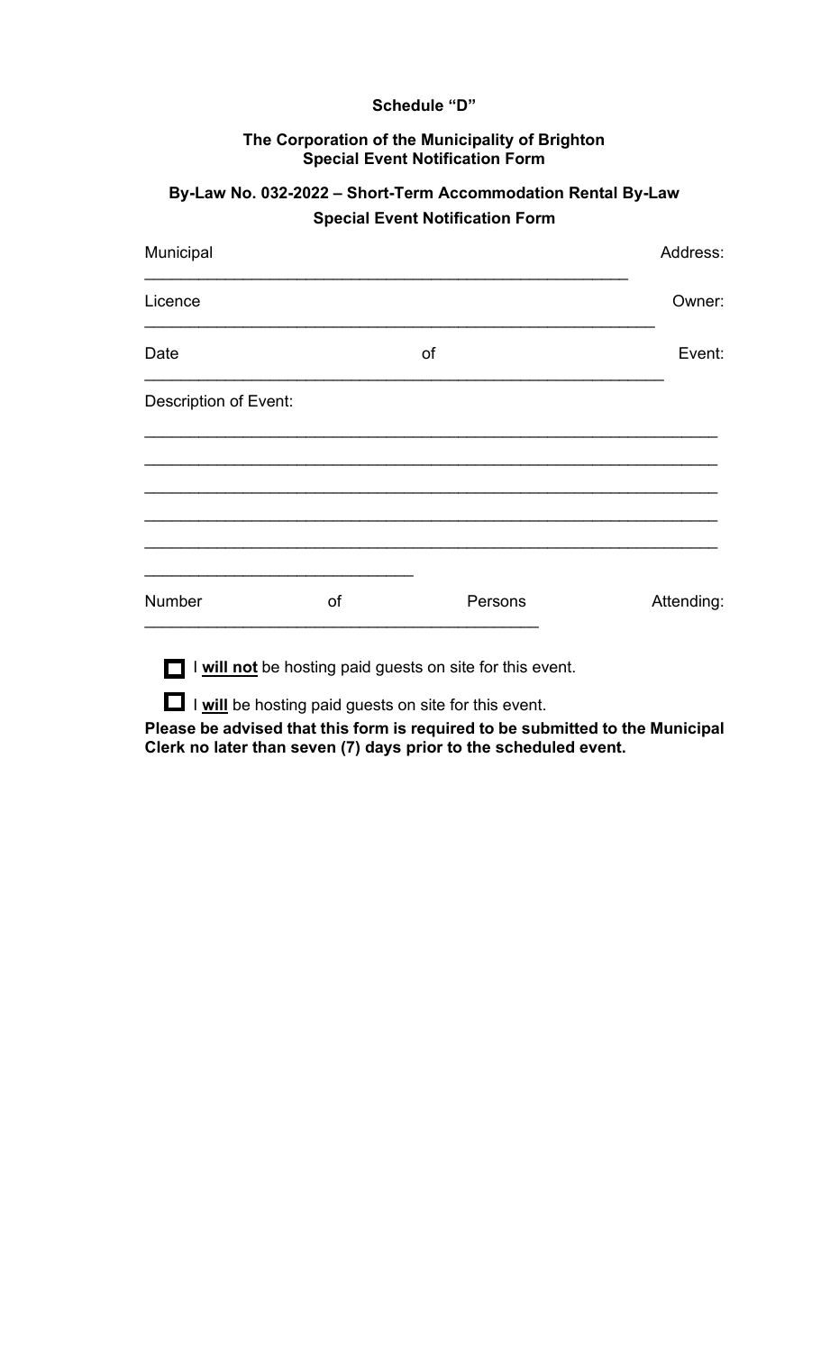**Schedule "D"**

**The Corporation of the Municipality of Brighton**
**Special Event Notification Form**

**By-Law No. 032-2022 – Short-Term Accommodation Rental By-Law**
**Special Event Notification Form**

Municipal Address: ____________________________________________________

Licence Owner: ________________________________________________________

Date of Event: _________________________________________________________

Description of Event:

_______________________________________________________________

_______________________________________________________________

_______________________________________________________________

_______________________________________________________________

_______________________________________________________________

____________________________

Number of Persons Attending: ____________________________________________

☐ I **will not** be hosting paid guests on site for this event.

☐ I **will** be hosting paid guests on site for this event.

**Please be advised that this form is required to be submitted to the Municipal Clerk no later than seven (7) days prior to the scheduled event.**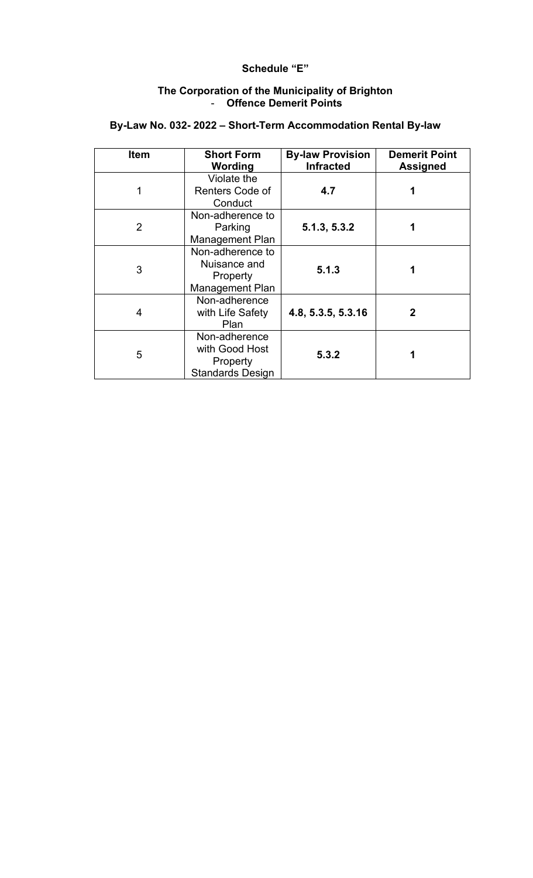**Schedule "E"**

**The Corporation of the Municipality of Brighton**
- **Offence Demerit Points**

**By-Law No. 032- 2022 – Short-Term Accommodation Rental By-law**

| Item | Short Form Wording | By-law Provision Infracted | Demerit Point Assigned |
| --- | --- | --- | --- |
| 1 | Violate the Renters Code of Conduct | **4.7** | **1** |
| 2 | Non-adherence to Parking Management Plan | **5.1.3, 5.3.2** | **1** |
| 3 | Non-adherence to Nuisance and Property Management Plan | **5.1.3** | **1** |
| 4 | Non-adherence with Life Safety Plan | **4.8, 5.3.5, 5.3.16** | **2** |
| 5 | Non-adherence with Good Host Property Standards Design | **5.3.2** | **1** |